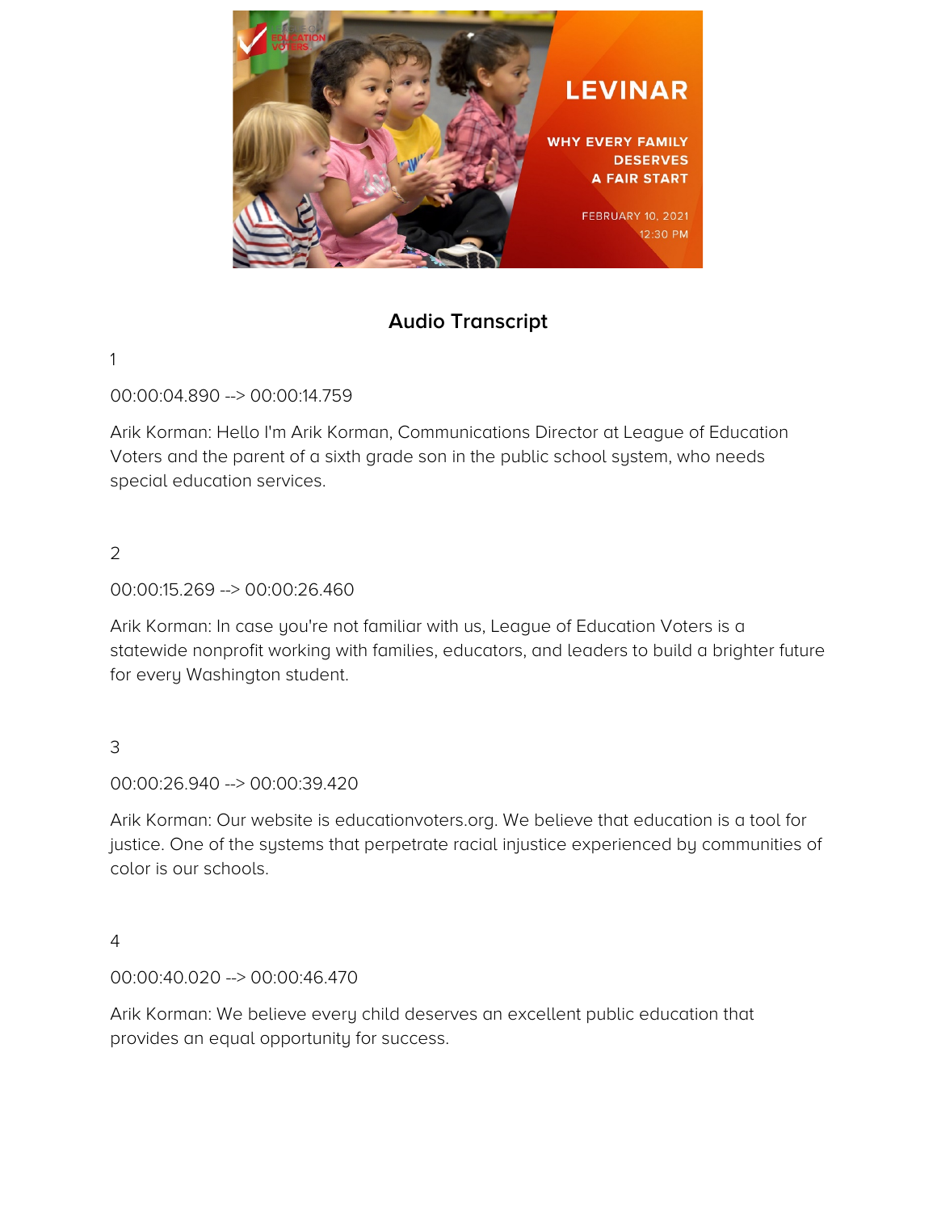## Audio Transcript

1

00:00:04.890 --> 00:00:14.759

Arik Korman: Hello I'm Arik Korman, Communications Director at League of Education Voters and the parent of a sixth grade son in the public school system, who needs special education services.

2

00:00:15.269 --> 00:00:26.460

Arik Korman: In case you're not familiar with us, League of Education Voters is a statewide nonprofit working with families, educators, and leaders to build a brighter future for every Washington student.

3

00:00:26.940 --> 00:00:39.420

Arik Korman: Our website is educationvoters.org. We believe that education is a tool for justice. One of the systems that perpetrate racial injustice experienced by communities of color is our schools.

4

00:00:40.020 --> 00:00:46.470

Arik Korman: We believe every child deserves an excellent public education that provides an equal opportunity for success.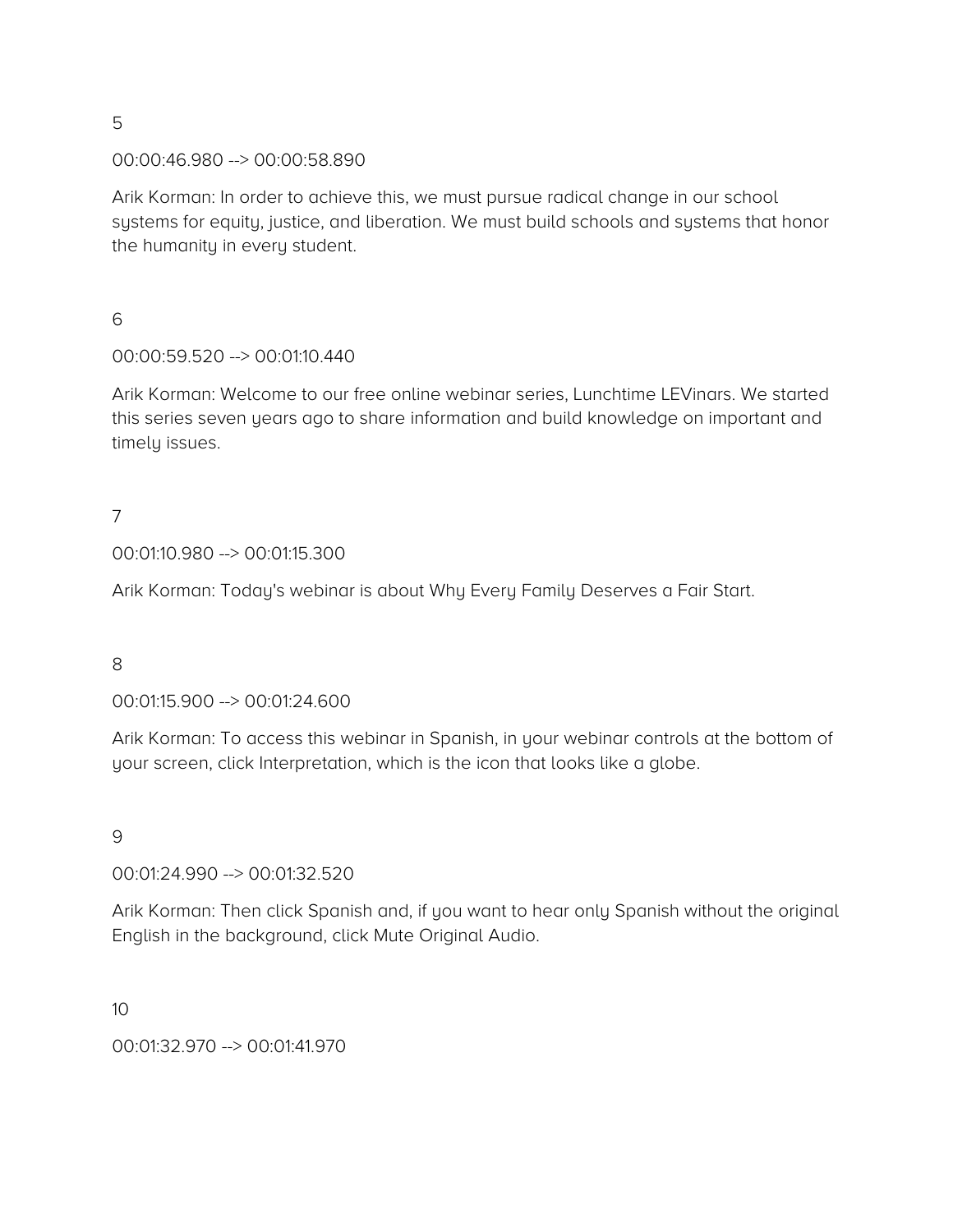5

00:00:46.980 --> 00:00:58.890

Arik Korman: In order to achieve this, we must pursue radical change in our school systems for equity, justice, and liberation. We must build schools and systems that honor the humanity in every student.

6

00:00:59.520 --> 00:01:10.440

Arik Korman: Welcome to our free online webinar series, Lunchtime LEVinars. We started this series seven years ago to share information and build knowledge on important and timely issues.

7

00:01:10.980 --> 00:01:15.300

Arik Korman: Today's webinar is about Why Every Family Deserves a Fair Start.

8

00:01:15.900 --> 00:01:24.600

Arik Korman: To access this webinar in Spanish, in your webinar controls at the bottom of your screen, click Interpretation, which is the icon that looks like a globe.

9

00:01:24.990 --> 00:01:32.520

Arik Korman: Then click Spanish and, if you want to hear only Spanish without the original English in the background, click Mute Original Audio.

10

00:01:32.970 --> 00:01:41.970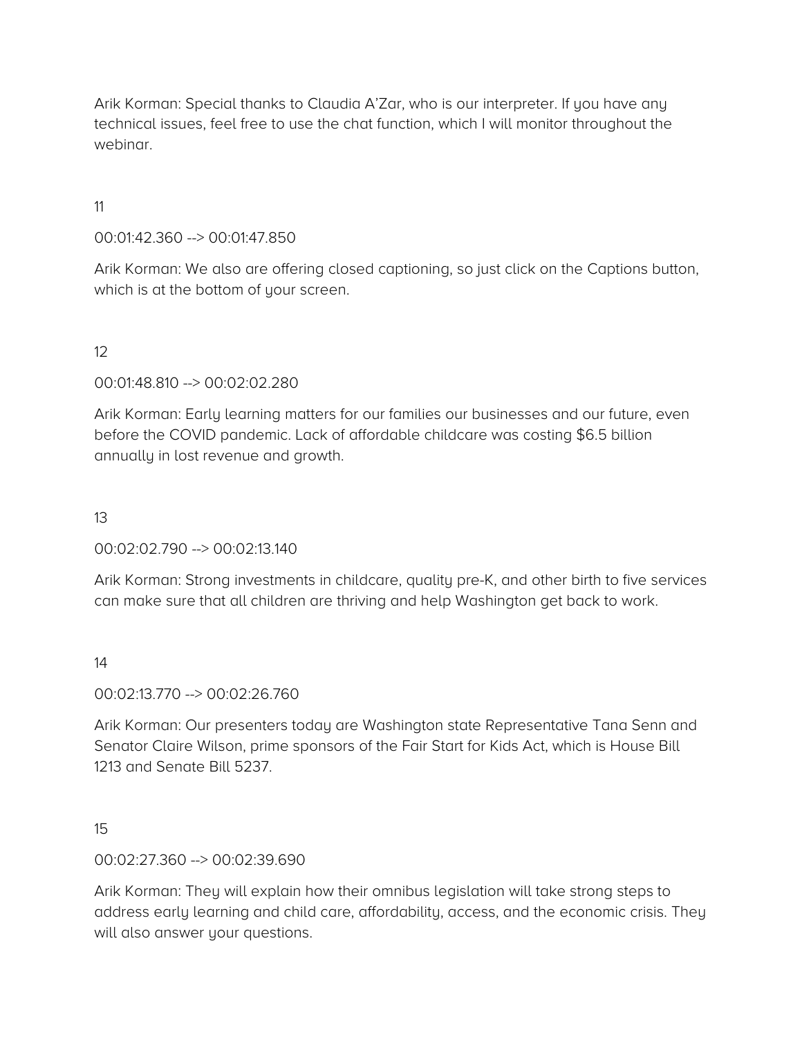Arik Korman: Special thanks to Claudia A'Zar, who is our interpreter. If you have any technical issues, feel free to use the chat function, which I will monitor throughout the webinar.

11

00:01:42.360 --> 00:01:47.850

Arik Korman: We also are offering closed captioning, so just click on the Captions button, which is at the bottom of your screen.

12

00:01:48.810 --> 00:02:02.280

Arik Korman: Early learning matters for our families our businesses and our future, even before the COVID pandemic. Lack of affordable childcare was costing $6.5 billion annually in lost revenue and growth.

13

00:02:02.790 --> 00:02:13.140

Arik Korman: Strong investments in childcare, quality pre-K, and other birth to five services can make sure that all children are thriving and help Washington get back to work.

14

00:02:13.770 --> 00:02:26.760

Arik Korman: Our presenters today are Washington state Representative Tana Senn and Senator Claire Wilson, prime sponsors of the Fair Start for Kids Act, which is House Bill 1213 and Senate Bill 5237.

15

00:02:27.360 --> 00:02:39.690

Arik Korman: They will explain how their omnibus legislation will take strong steps to address early learning and child care, affordability, access, and the economic crisis. They will also answer your questions.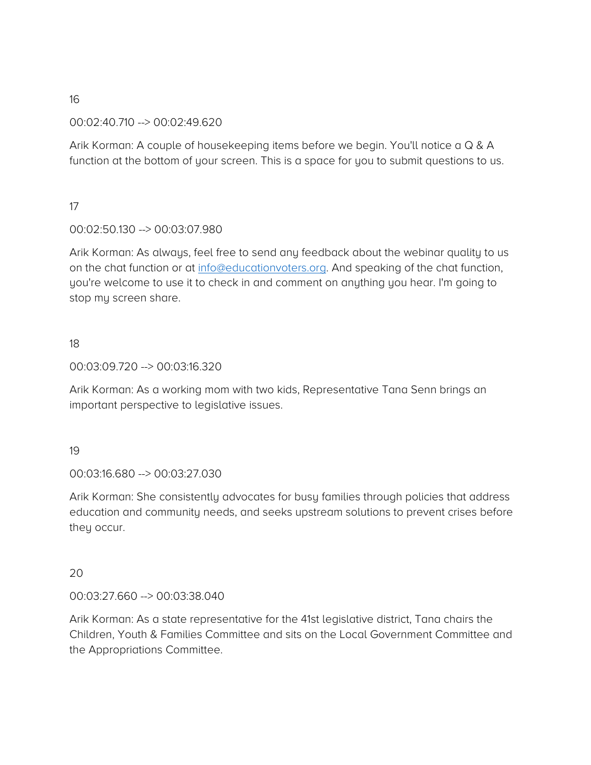16

00:02:40.710 --> 00:02:49.620

Arik Korman: A couple of housekeeping items before we begin. You'll notice a Q & A function at the bottom of your screen. This is a space for you to submit questions to us.

17

00:02:50.130 --> 00:03:07.980

Arik Korman: As always, feel free to send any feedback about the webinar quality to us on the chat function or at info@educationvoters.org. And speaking of the chat function, you're welcome to use it to check in and comment on anything you hear. I'm going to stop my screen share.

18

00:03:09.720 --> 00:03:16.320

Arik Korman: As a working mom with two kids, Representative Tana Senn brings an important perspective to legislative issues.

19

00:03:16.680 --> 00:03:27.030

Arik Korman: She consistently advocates for busy families through policies that address education and community needs, and seeks upstream solutions to prevent crises before they occur.

20

00:03:27.660 --> 00:03:38.040

Arik Korman: As a state representative for the 41st legislative district, Tana chairs the Children, Youth & Families Committee and sits on the Local Government Committee and the Appropriations Committee.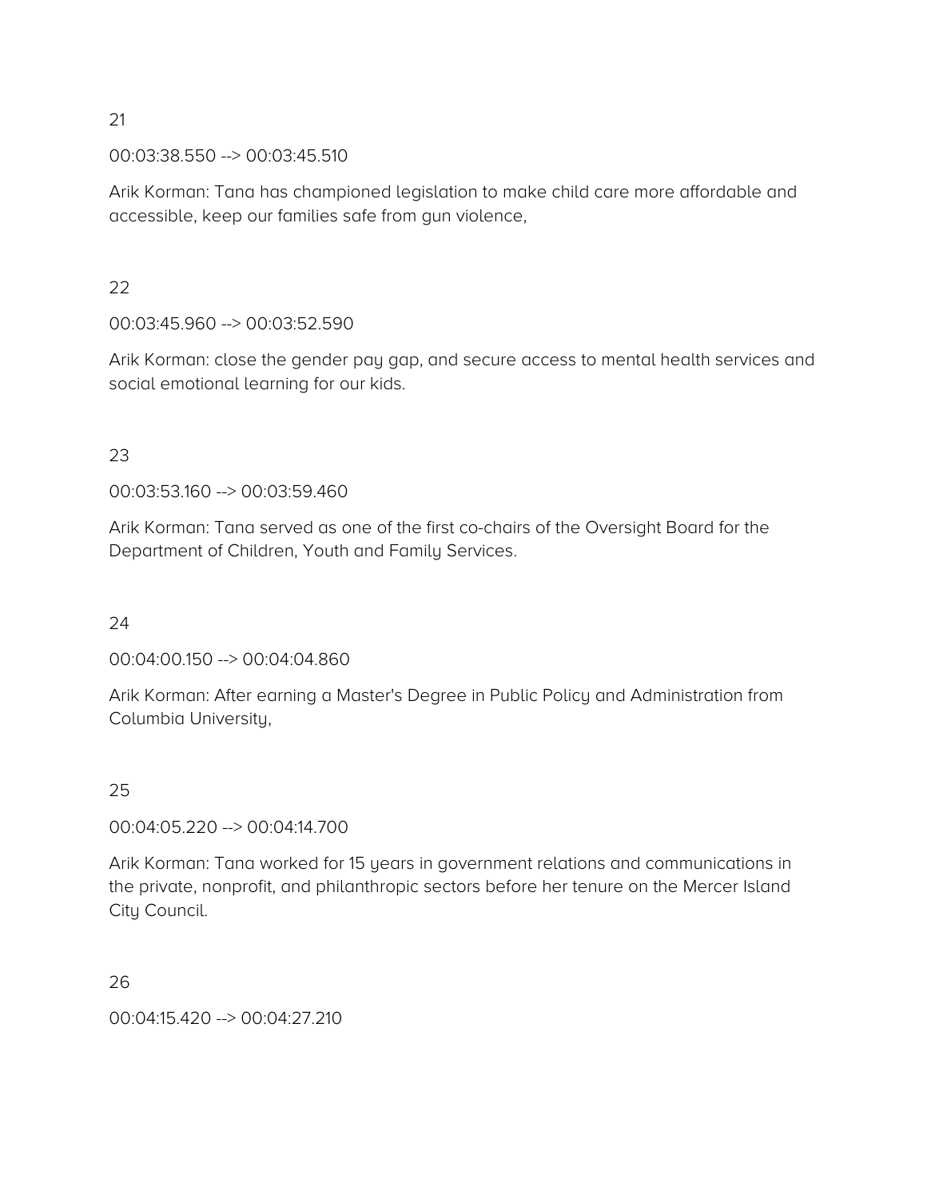21

00:03:38.550 --> 00:03:45.510

Arik Korman: Tana has championed legislation to make child care more affordable and accessible, keep our families safe from gun violence,

22

00:03:45.960 --> 00:03:52.590

Arik Korman: close the gender pay gap, and secure access to mental health services and social emotional learning for our kids.

23

00:03:53.160 --> 00:03:59.460

Arik Korman: Tana served as one of the first co-chairs of the Oversight Board for the Department of Children, Youth and Family Services.

24

00:04:00.150 --> 00:04:04.860

Arik Korman: After earning a Master's Degree in Public Policy and Administration from Columbia University,

25

00:04:05.220 --> 00:04:14.700

Arik Korman: Tana worked for 15 years in government relations and communications in the private, nonprofit, and philanthropic sectors before her tenure on the Mercer Island City Council.

26

00:04:15.420 --> 00:04:27.210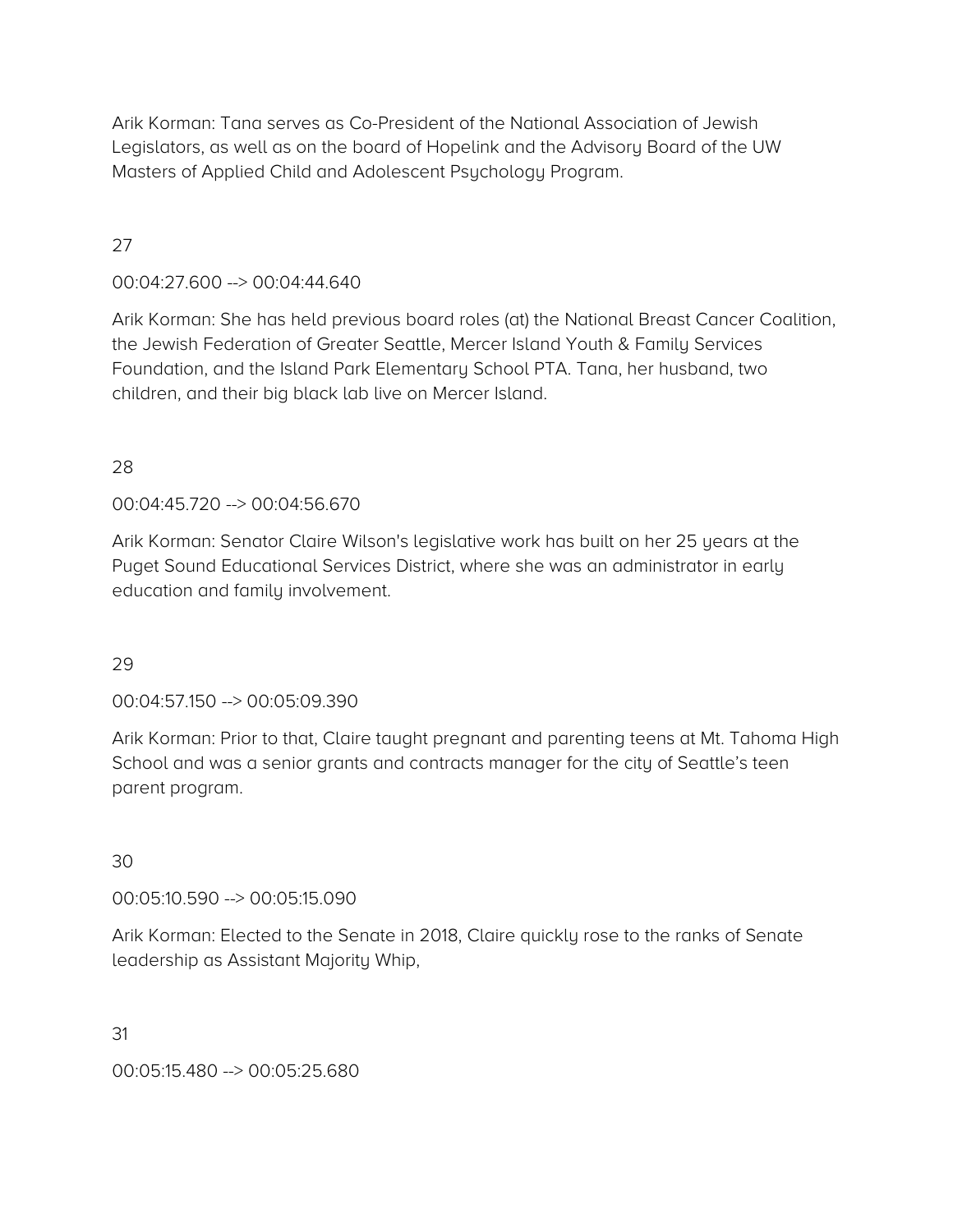Arik Korman: Tana serves as Co-President of the National Association of Jewish Legislators, as well as on the board of Hopelink and the Advisory Board of the UW Masters of Applied Child and Adolescent Psychology Program.

27

00:04:27.600 --> 00:04:44.640

Arik Korman: She has held previous board roles (at) the National Breast Cancer Coalition, the Jewish Federation of Greater Seattle, Mercer Island Youth & Family Services Foundation, and the Island Park Elementary School PTA. Tana, her husband, two children, and their big black lab live on Mercer Island.

28

00:04:45.720 --> 00:04:56.670

Arik Korman: Senator Claire Wilson's legislative work has built on her 25 years at the Puget Sound Educational Services District, where she was an administrator in early education and family involvement.

29

00:04:57.150 --> 00:05:09.390

Arik Korman: Prior to that, Claire taught pregnant and parenting teens at Mt. Tahoma High School and was a senior grants and contracts manager for the city of Seattle's teen parent program.

30

00:05:10.590 --> 00:05:15.090

Arik Korman: Elected to the Senate in 2018, Claire quickly rose to the ranks of Senate leadership as Assistant Majority Whip,

31

00:05:15.480 --> 00:05:25.680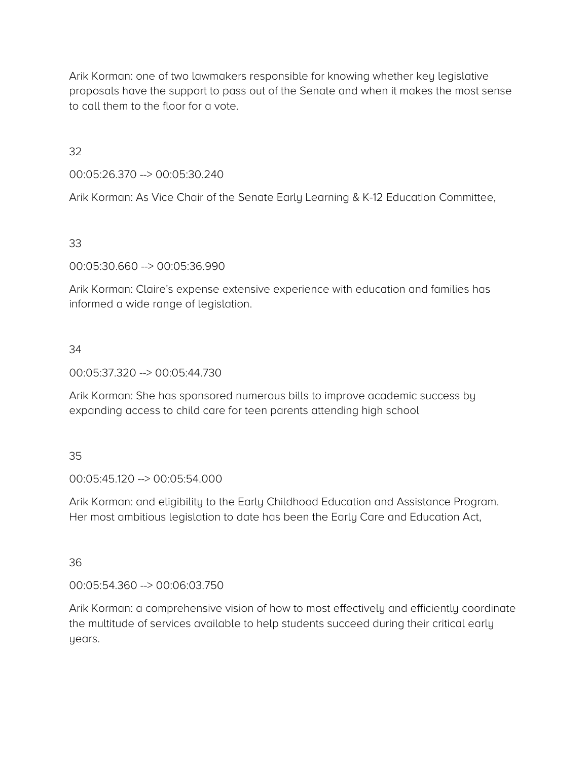Arik Korman: one of two lawmakers responsible for knowing whether key legislative proposals have the support to pass out of the Senate and when it makes the most sense to call them to the floor for a vote.

32

00:05:26.370 --> 00:05:30.240

Arik Korman: As Vice Chair of the Senate Early Learning & K-12 Education Committee,

33

00:05:30.660 --> 00:05:36.990

Arik Korman: Claire's expense extensive experience with education and families has informed a wide range of legislation.

34

00:05:37.320 --> 00:05:44.730

Arik Korman: She has sponsored numerous bills to improve academic success by expanding access to child care for teen parents attending high school

35

00:05:45.120 --> 00:05:54.000

Arik Korman: and eligibility to the Early Childhood Education and Assistance Program. Her most ambitious legislation to date has been the Early Care and Education Act,

36

00:05:54.360 --> 00:06:03.750

Arik Korman: a comprehensive vision of how to most effectively and efficiently coordinate the multitude of services available to help students succeed during their critical early years.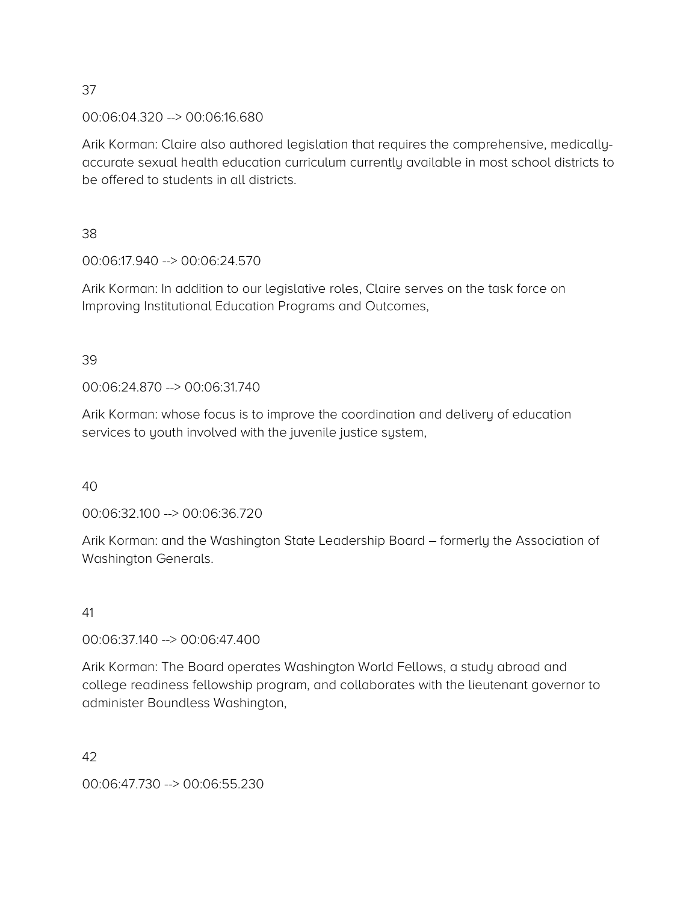37

00:06:04.320 --> 00:06:16.680

Arik Korman: Claire also authored legislation that requires the comprehensive, medically-accurate sexual health education curriculum currently available in most school districts to be offered to students in all districts.

38

00:06:17.940 --> 00:06:24.570

Arik Korman: In addition to our legislative roles, Claire serves on the task force on Improving Institutional Education Programs and Outcomes,

39

00:06:24.870 --> 00:06:31.740

Arik Korman: whose focus is to improve the coordination and delivery of education services to youth involved with the juvenile justice system,

40

00:06:32.100 --> 00:06:36.720

Arik Korman: and the Washington State Leadership Board – formerly the Association of Washington Generals.

41

00:06:37.140 --> 00:06:47.400

Arik Korman: The Board operates Washington World Fellows, a study abroad and college readiness fellowship program, and collaborates with the lieutenant governor to administer Boundless Washington,

42

00:06:47.730 --> 00:06:55.230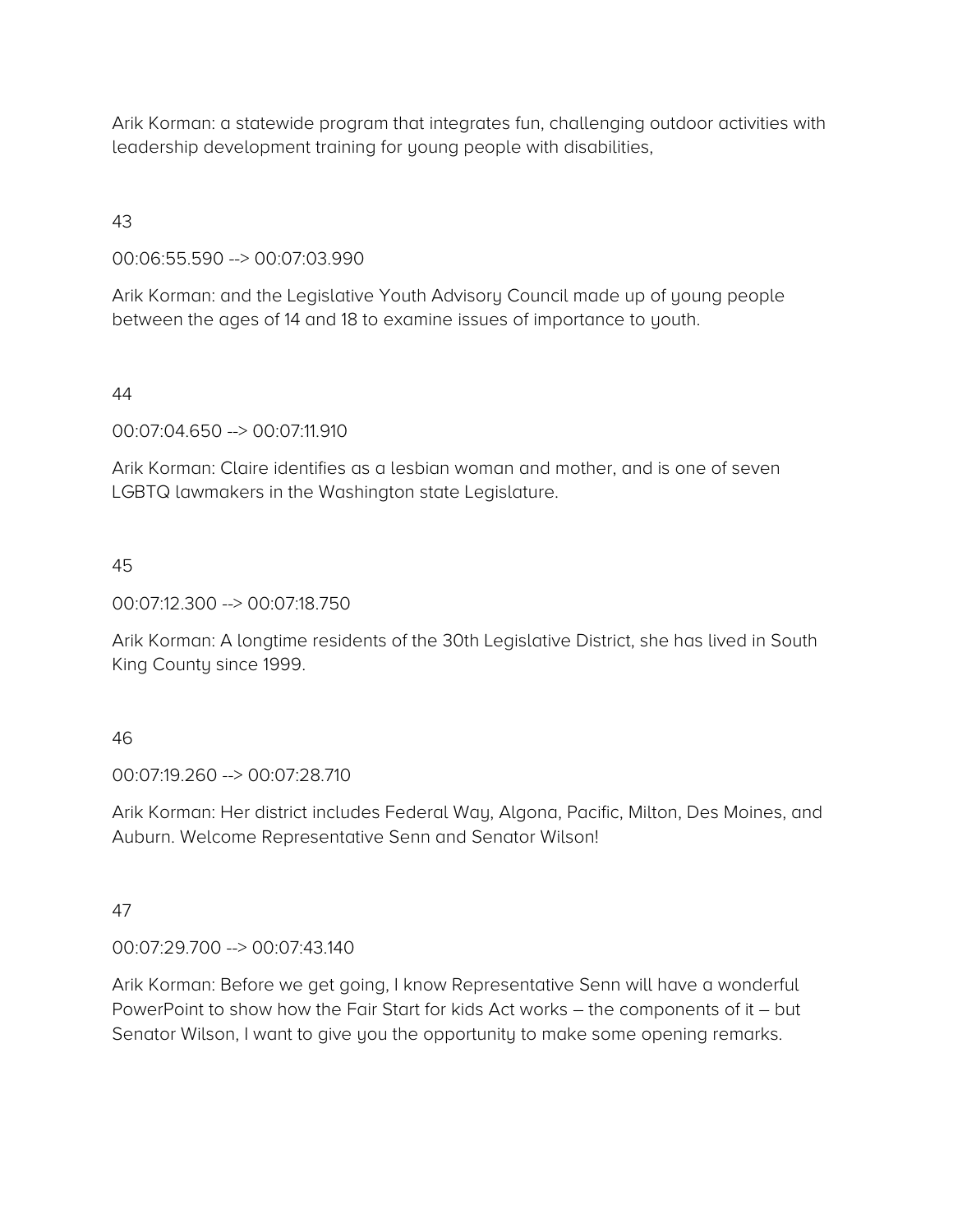Arik Korman: a statewide program that integrates fun, challenging outdoor activities with leadership development training for young people with disabilities,

43

00:06:55.590 --> 00:07:03.990

Arik Korman: and the Legislative Youth Advisory Council made up of young people between the ages of 14 and 18 to examine issues of importance to youth.

44

00:07:04.650 --> 00:07:11.910

Arik Korman: Claire identifies as a lesbian woman and mother, and is one of seven LGBTQ lawmakers in the Washington state Legislature.

45

00:07:12.300 --> 00:07:18.750

Arik Korman: A longtime residents of the 30th Legislative District, she has lived in South King County since 1999.

46

00:07:19.260 --> 00:07:28.710

Arik Korman: Her district includes Federal Way, Algona, Pacific, Milton, Des Moines, and Auburn. Welcome Representative Senn and Senator Wilson!

47

00:07:29.700 --> 00:07:43.140

Arik Korman: Before we get going, I know Representative Senn will have a wonderful PowerPoint to show how the Fair Start for kids Act works – the components of it – but Senator Wilson, I want to give you the opportunity to make some opening remarks.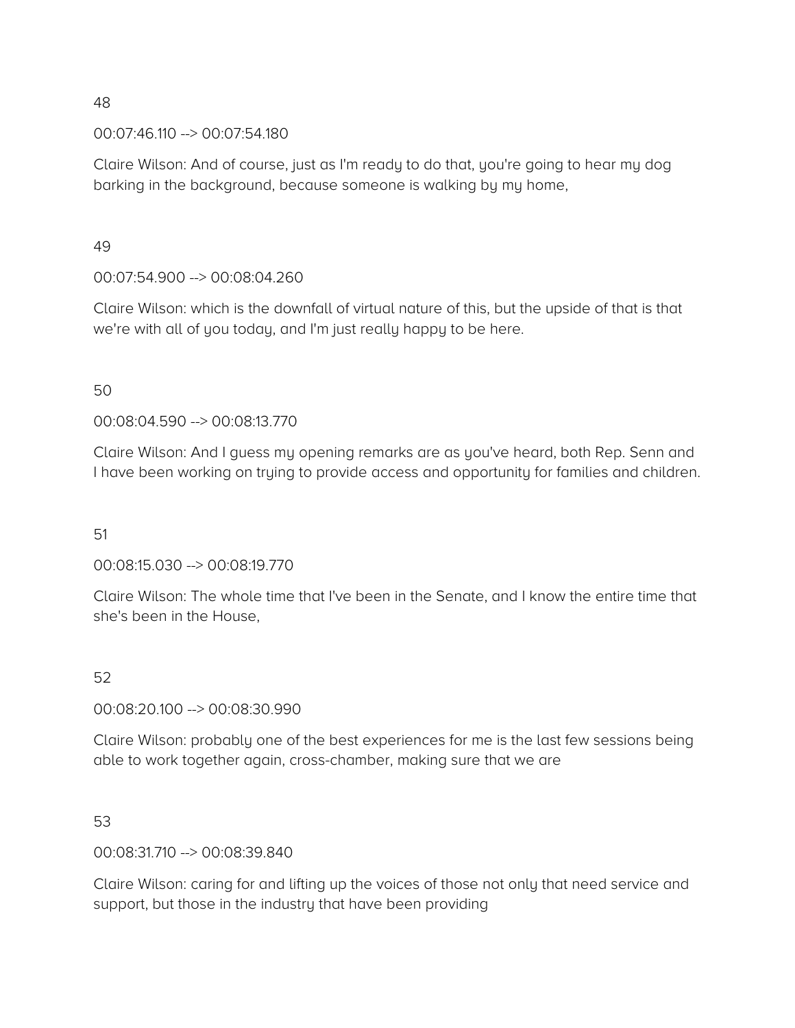48

00:07:46.110 --> 00:07:54.180

Claire Wilson: And of course, just as I'm ready to do that, you're going to hear my dog barking in the background, because someone is walking by my home,

49

00:07:54.900 --> 00:08:04.260

Claire Wilson: which is the downfall of virtual nature of this, but the upside of that is that we're with all of you today, and I'm just really happy to be here.

50

00:08:04.590 --> 00:08:13.770

Claire Wilson: And I guess my opening remarks are as you've heard, both Rep. Senn and I have been working on trying to provide access and opportunity for families and children.

51

00:08:15.030 --> 00:08:19.770

Claire Wilson: The whole time that I've been in the Senate, and I know the entire time that she's been in the House,

52

00:08:20.100 --> 00:08:30.990

Claire Wilson: probably one of the best experiences for me is the last few sessions being able to work together again, cross-chamber, making sure that we are

53

00:08:31.710 --> 00:08:39.840

Claire Wilson: caring for and lifting up the voices of those not only that need service and support, but those in the industry that have been providing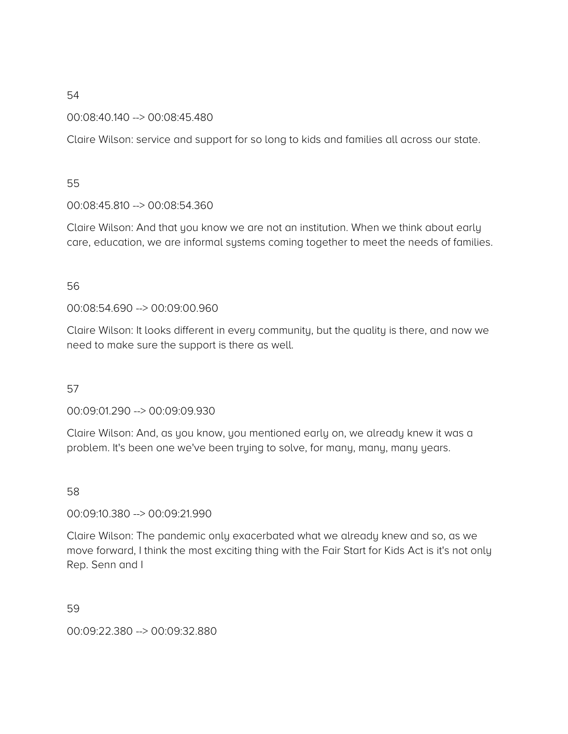54

00:08:40.140 --> 00:08:45.480

Claire Wilson: service and support for so long to kids and families all across our state.

55

00:08:45.810 --> 00:08:54.360

Claire Wilson: And that you know we are not an institution. When we think about early care, education, we are informal systems coming together to meet the needs of families.

56

00:08:54.690 --> 00:09:00.960

Claire Wilson: It looks different in every community, but the quality is there, and now we need to make sure the support is there as well.

57

00:09:01.290 --> 00:09:09.930

Claire Wilson: And, as you know, you mentioned early on, we already knew it was a problem. It's been one we've been trying to solve, for many, many, many years.

58

00:09:10.380 --> 00:09:21.990

Claire Wilson: The pandemic only exacerbated what we already knew and so, as we move forward, I think the most exciting thing with the Fair Start for Kids Act is it's not only Rep. Senn and I

59

00:09:22.380 --> 00:09:32.880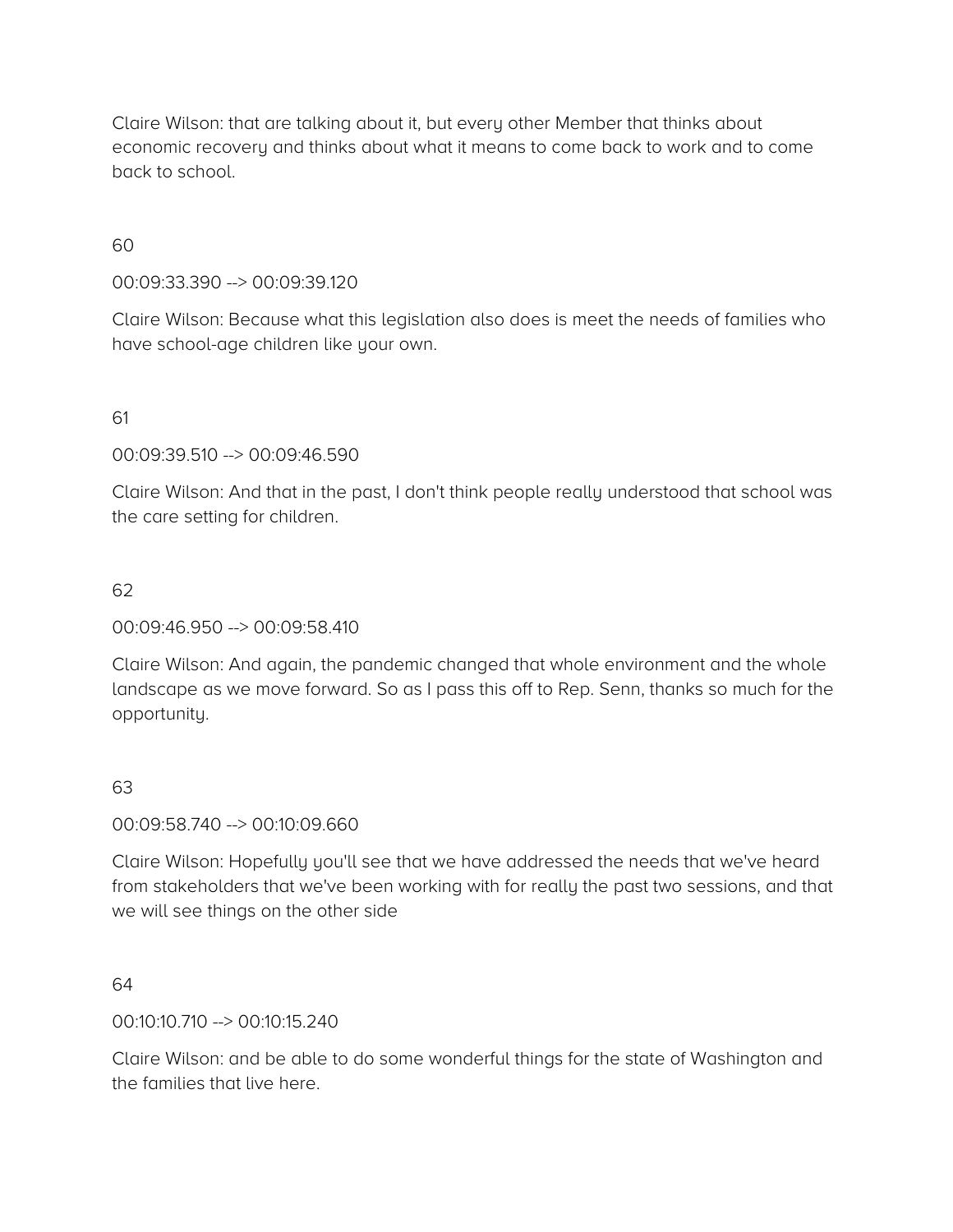Claire Wilson: that are talking about it, but every other Member that thinks about economic recovery and thinks about what it means to come back to work and to come back to school.

60

00:09:33.390 --> 00:09:39.120

Claire Wilson: Because what this legislation also does is meet the needs of families who have school-age children like your own.

61

00:09:39.510 --> 00:09:46.590

Claire Wilson: And that in the past, I don't think people really understood that school was the care setting for children.

62

00:09:46.950 --> 00:09:58.410

Claire Wilson: And again, the pandemic changed that whole environment and the whole landscape as we move forward. So as I pass this off to Rep. Senn, thanks so much for the opportunity.

63

00:09:58.740 --> 00:10:09.660

Claire Wilson: Hopefully you'll see that we have addressed the needs that we've heard from stakeholders that we've been working with for really the past two sessions, and that we will see things on the other side

64

00:10:10.710 --> 00:10:15.240

Claire Wilson: and be able to do some wonderful things for the state of Washington and the families that live here.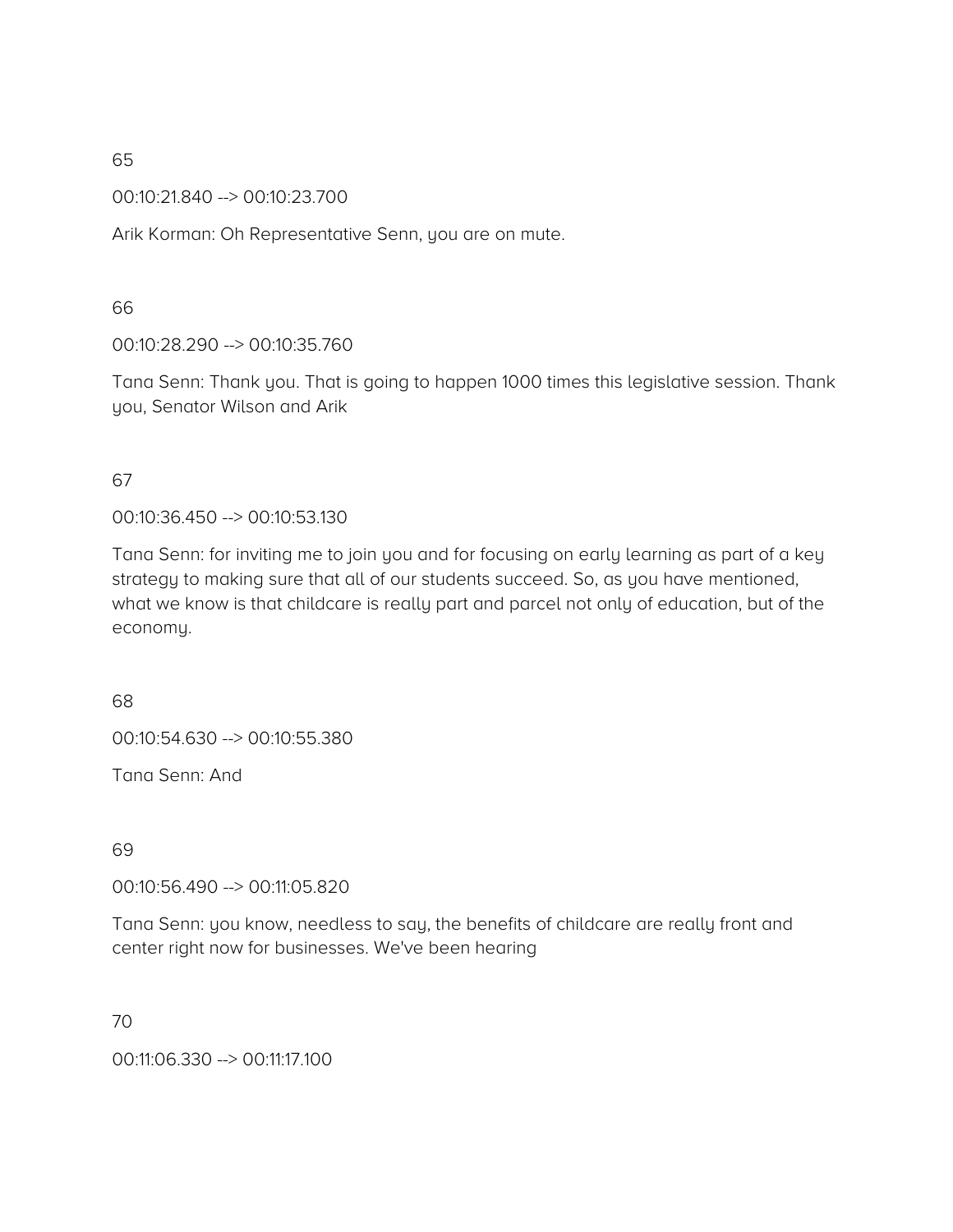65

00:10:21.840 --> 00:10:23.700

Arik Korman: Oh Representative Senn, you are on mute.

66

00:10:28.290 --> 00:10:35.760

Tana Senn: Thank you. That is going to happen 1000 times this legislative session. Thank you, Senator Wilson and Arik

67

00:10:36.450 --> 00:10:53.130

Tana Senn: for inviting me to join you and for focusing on early learning as part of a key strategy to making sure that all of our students succeed. So, as you have mentioned, what we know is that childcare is really part and parcel not only of education, but of the economy.

68

00:10:54.630 --> 00:10:55.380

Tana Senn: And

69

00:10:56.490 --> 00:11:05.820

Tana Senn: you know, needless to say, the benefits of childcare are really front and center right now for businesses. We've been hearing

70

00:11:06.330 --> 00:11:17.100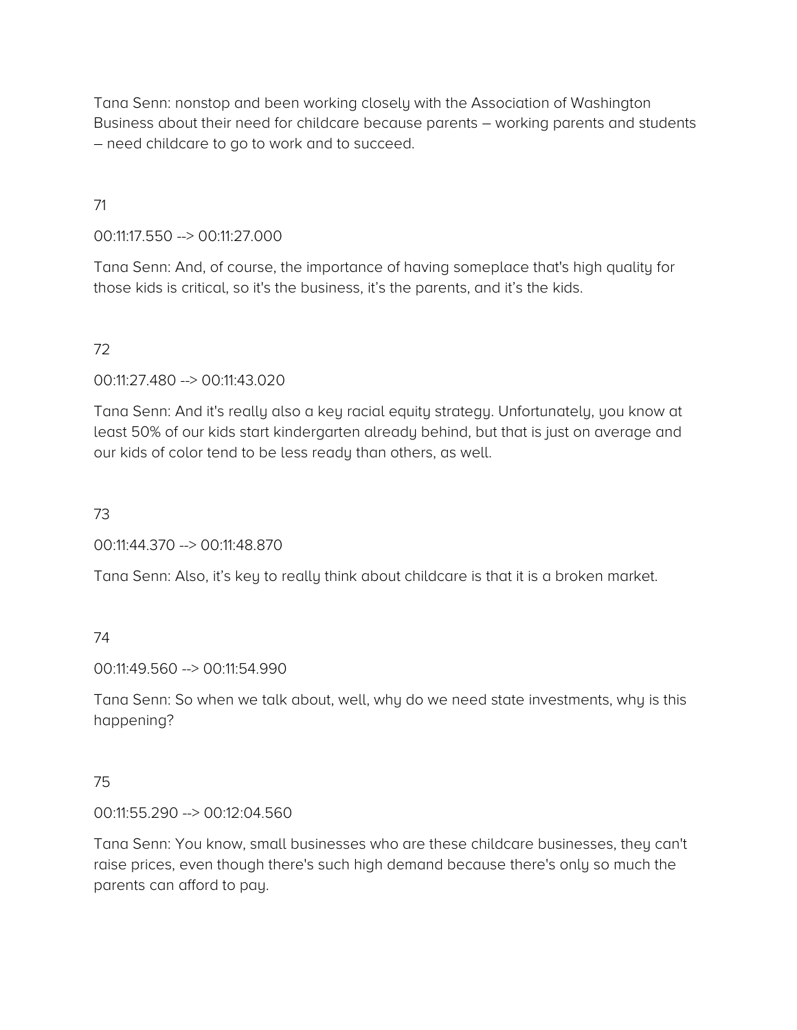Tana Senn: nonstop and been working closely with the Association of Washington Business about their need for childcare because parents – working parents and students – need childcare to go to work and to succeed.

71

00:11:17.550 --> 00:11:27.000

Tana Senn: And, of course, the importance of having someplace that's high quality for those kids is critical, so it's the business, it’s the parents, and it’s the kids.

72

00:11:27.480 --> 00:11:43.020

Tana Senn: And it's really also a key racial equity strategy. Unfortunately, you know at least 50% of our kids start kindergarten already behind, but that is just on average and our kids of color tend to be less ready than others, as well.

73

00:11:44.370 --> 00:11:48.870

Tana Senn: Also, it’s key to really think about childcare is that it is a broken market.

74

00:11:49.560 --> 00:11:54.990

Tana Senn: So when we talk about, well, why do we need state investments, why is this happening?

75

00:11:55.290 --> 00:12:04.560

Tana Senn: You know, small businesses who are these childcare businesses, they can't raise prices, even though there's such high demand because there's only so much the parents can afford to pay.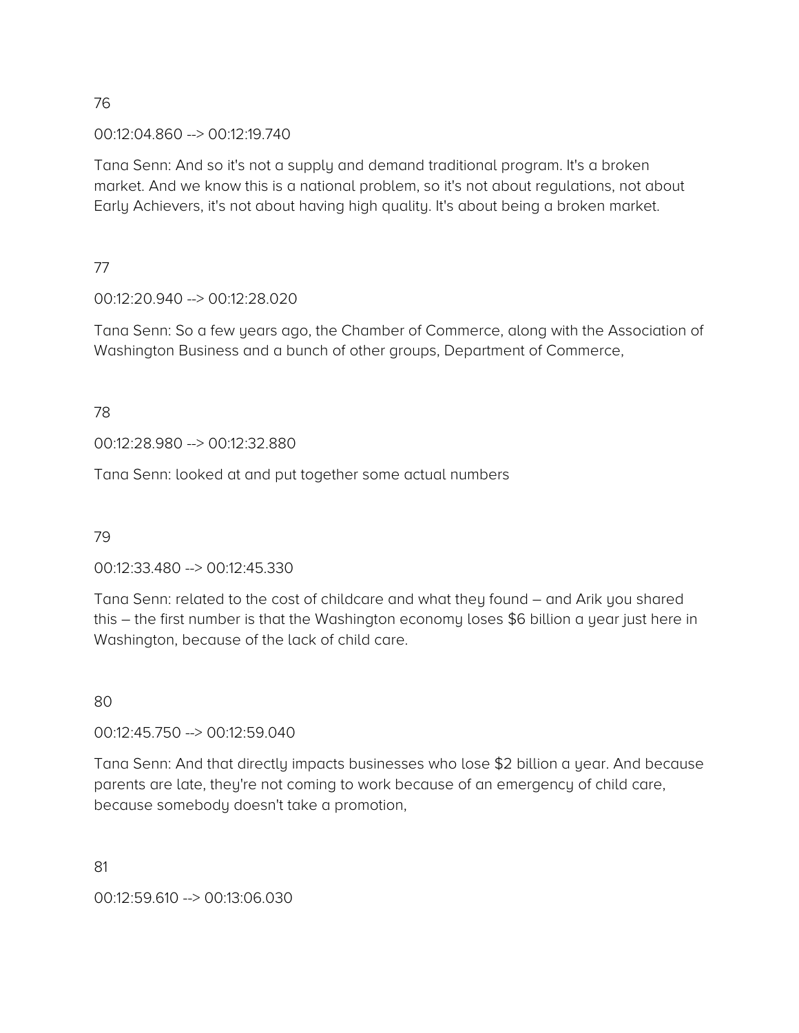76

00:12:04.860 --> 00:12:19.740

Tana Senn: And so it's not a supply and demand traditional program. It's a broken market. And we know this is a national problem, so it's not about regulations, not about Early Achievers, it's not about having high quality. It's about being a broken market.

77

00:12:20.940 --> 00:12:28.020

Tana Senn: So a few years ago, the Chamber of Commerce, along with the Association of Washington Business and a bunch of other groups, Department of Commerce,

78

00:12:28.980 --> 00:12:32.880

Tana Senn: looked at and put together some actual numbers

79

00:12:33.480 --> 00:12:45.330

Tana Senn: related to the cost of childcare and what they found – and Arik you shared this – the first number is that the Washington economy loses $6 billion a year just here in Washington, because of the lack of child care.

80

00:12:45.750 --> 00:12:59.040

Tana Senn: And that directly impacts businesses who lose $2 billion a year. And because parents are late, they're not coming to work because of an emergency of child care, because somebody doesn't take a promotion,

81

00:12:59.610 --> 00:13:06.030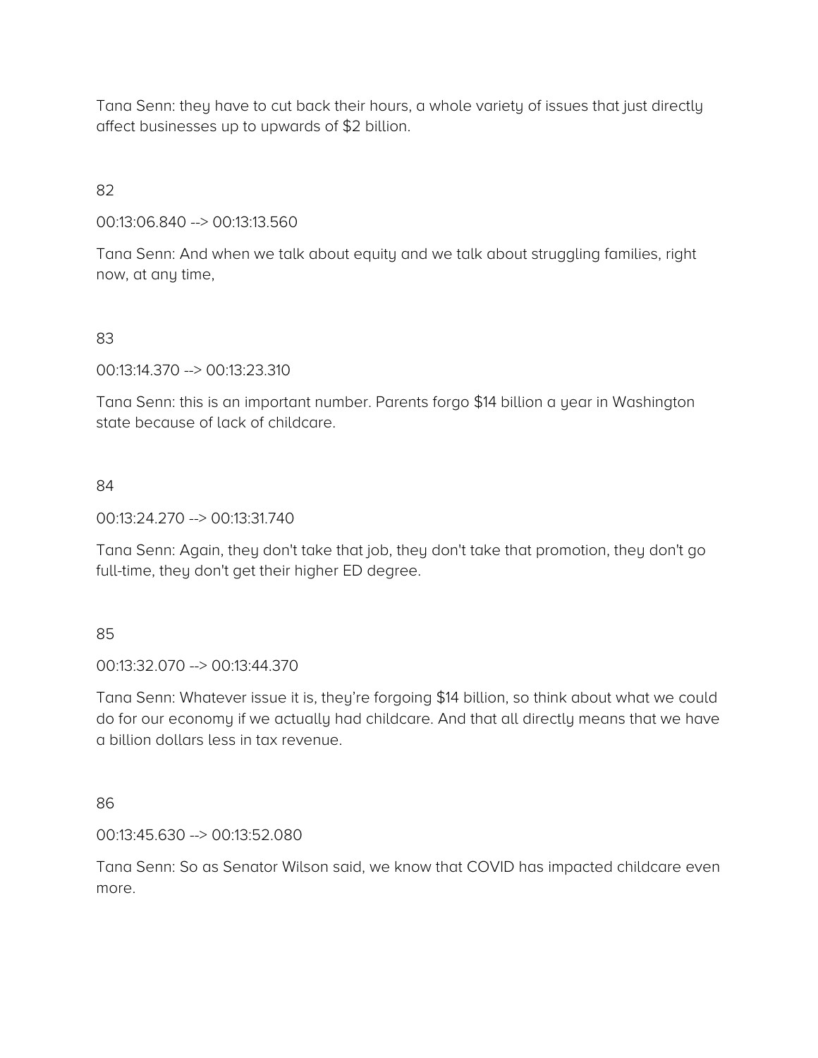Tana Senn: they have to cut back their hours, a whole variety of issues that just directly affect businesses up to upwards of $2 billion.

82

00:13:06.840 --> 00:13:13.560

Tana Senn: And when we talk about equity and we talk about struggling families, right now, at any time,

83

00:13:14.370 --> 00:13:23.310

Tana Senn: this is an important number. Parents forgo $14 billion a year in Washington state because of lack of childcare.

84

00:13:24.270 --> 00:13:31.740

Tana Senn: Again, they don't take that job, they don't take that promotion, they don't go full-time, they don't get their higher ED degree.

85

00:13:32.070 --> 00:13:44.370

Tana Senn: Whatever issue it is, they're forgoing $14 billion, so think about what we could do for our economy if we actually had childcare. And that all directly means that we have a billion dollars less in tax revenue.

86

00:13:45.630 --> 00:13:52.080

Tana Senn: So as Senator Wilson said, we know that COVID has impacted childcare even more.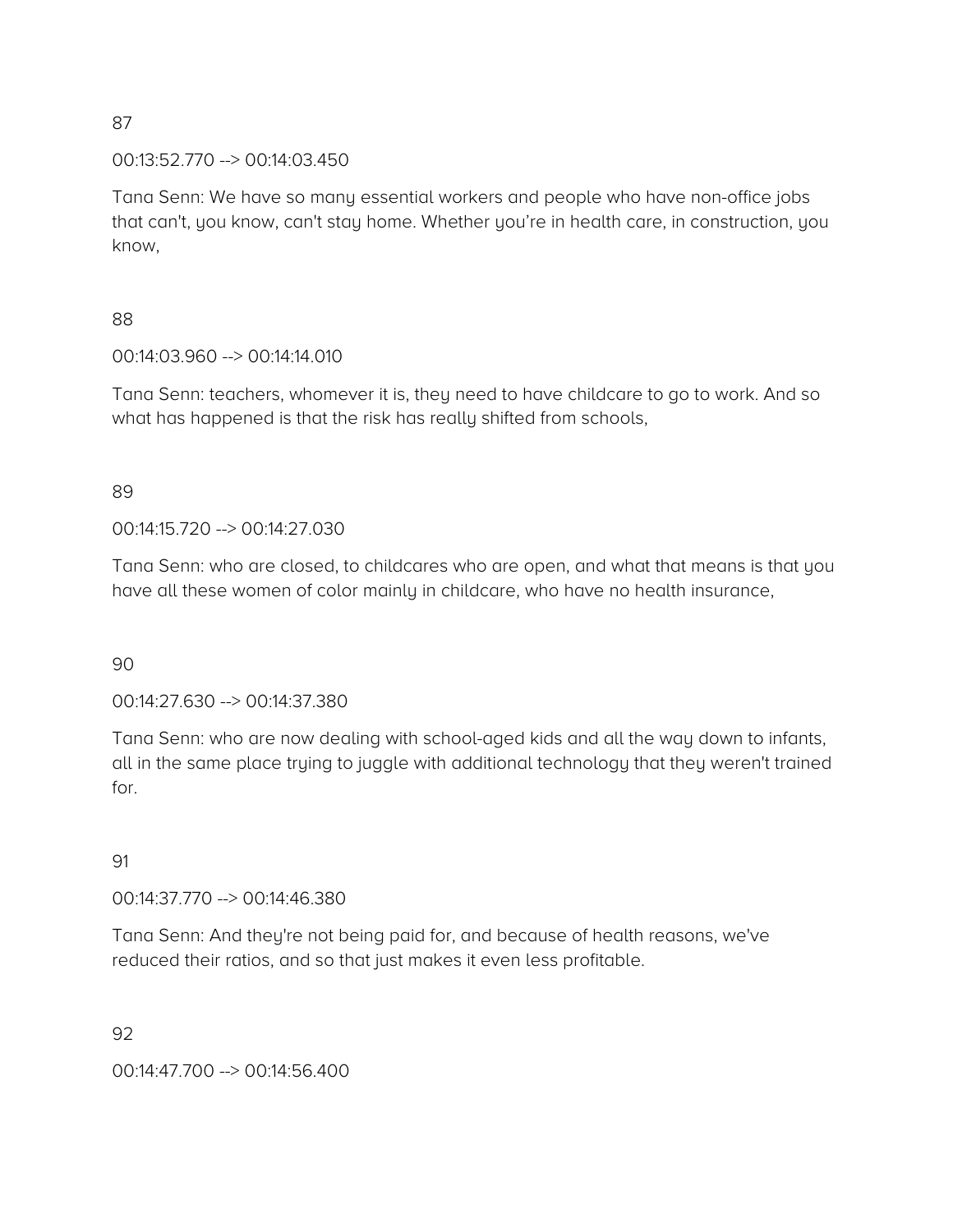87

00:13:52.770 --> 00:14:03.450

Tana Senn: We have so many essential workers and people who have non-office jobs that can't, you know, can't stay home. Whether you're in health care, in construction, you know,

88

00:14:03.960 --> 00:14:14.010

Tana Senn: teachers, whomever it is, they need to have childcare to go to work. And so what has happened is that the risk has really shifted from schools,

89

00:14:15.720 --> 00:14:27.030

Tana Senn: who are closed, to childcares who are open, and what that means is that you have all these women of color mainly in childcare, who have no health insurance,

90

00:14:27.630 --> 00:14:37.380

Tana Senn: who are now dealing with school-aged kids and all the way down to infants, all in the same place trying to juggle with additional technology that they weren't trained for.

91

00:14:37.770 --> 00:14:46.380

Tana Senn: And they're not being paid for, and because of health reasons, we've reduced their ratios, and so that just makes it even less profitable.

92

00:14:47.700 --> 00:14:56.400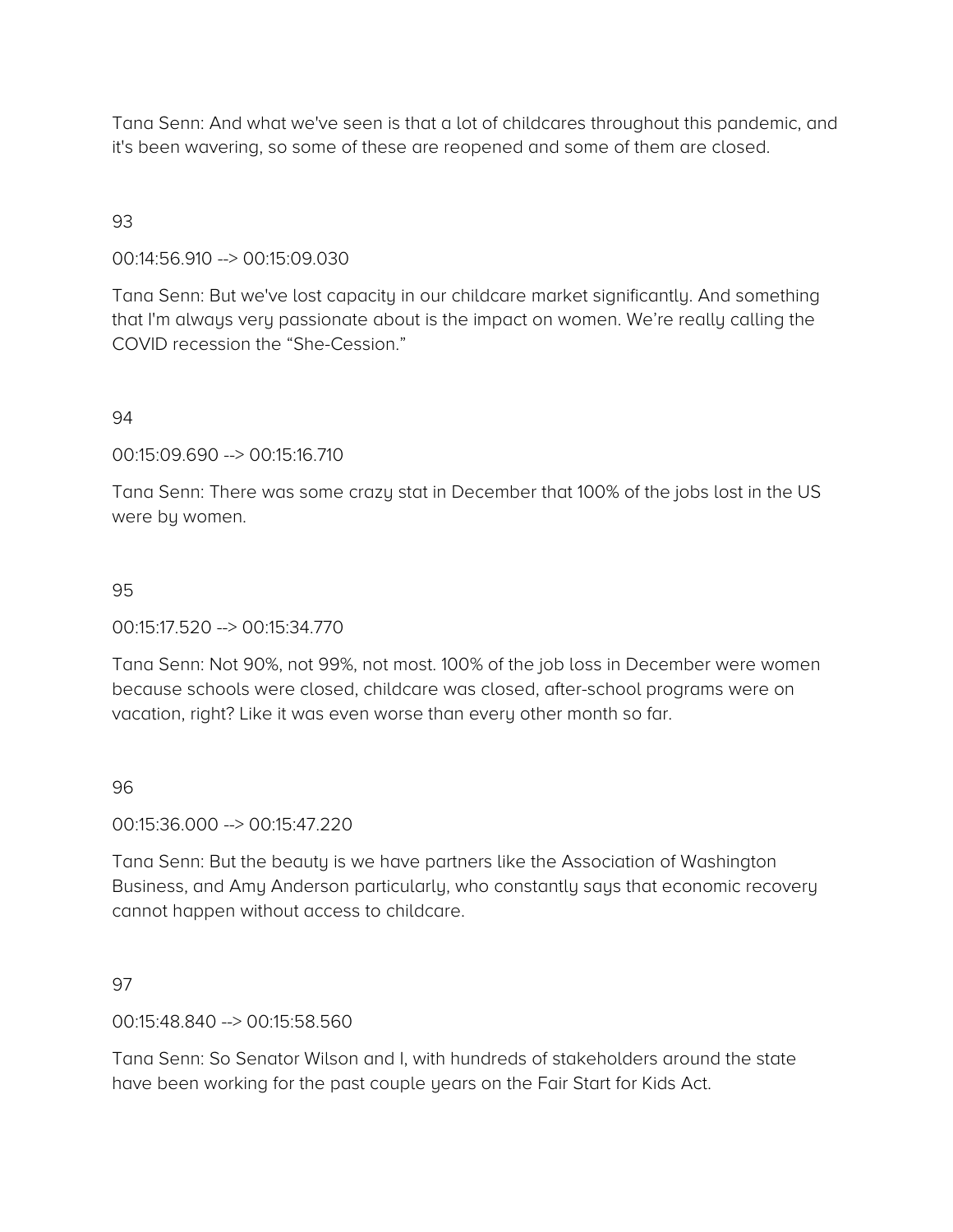Tana Senn: And what we've seen is that a lot of childcares throughout this pandemic, and it's been wavering, so some of these are reopened and some of them are closed.

93

00:14:56.910 --> 00:15:09.030

Tana Senn: But we've lost capacity in our childcare market significantly. And something that I'm always very passionate about is the impact on women. We're really calling the COVID recession the "She-Cession."

94

00:15:09.690 --> 00:15:16.710

Tana Senn: There was some crazy stat in December that 100% of the jobs lost in the US were by women.

95

00:15:17.520 --> 00:15:34.770

Tana Senn: Not 90%, not 99%, not most. 100% of the job loss in December were women because schools were closed, childcare was closed, after-school programs were on vacation, right? Like it was even worse than every other month so far.

96

00:15:36.000 --> 00:15:47.220

Tana Senn: But the beauty is we have partners like the Association of Washington Business, and Amy Anderson particularly, who constantly says that economic recovery cannot happen without access to childcare.

97

00:15:48.840 --> 00:15:58.560

Tana Senn: So Senator Wilson and I, with hundreds of stakeholders around the state have been working for the past couple years on the Fair Start for Kids Act.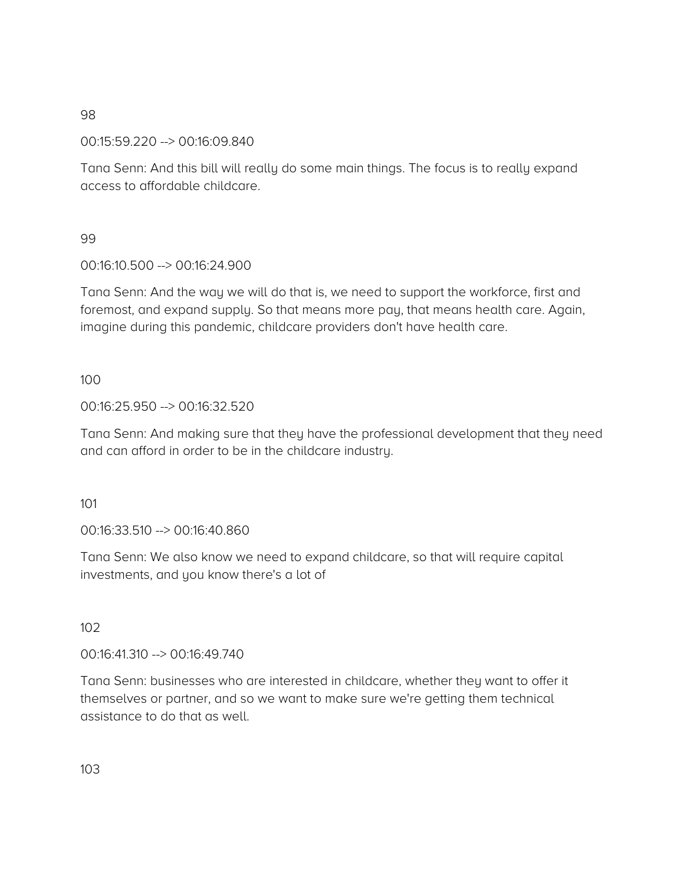98

00:15:59.220 --> 00:16:09.840

Tana Senn: And this bill will really do some main things. The focus is to really expand access to affordable childcare.

99

00:16:10.500 --> 00:16:24.900

Tana Senn: And the way we will do that is, we need to support the workforce, first and foremost, and expand supply. So that means more pay, that means health care. Again, imagine during this pandemic, childcare providers don't have health care.

100

00:16:25.950 --> 00:16:32.520

Tana Senn: And making sure that they have the professional development that they need and can afford in order to be in the childcare industry.

101

00:16:33.510 --> 00:16:40.860

Tana Senn: We also know we need to expand childcare, so that will require capital investments, and you know there's a lot of

102

00:16:41.310 --> 00:16:49.740

Tana Senn: businesses who are interested in childcare, whether they want to offer it themselves or partner, and so we want to make sure we're getting them technical assistance to do that as well.

103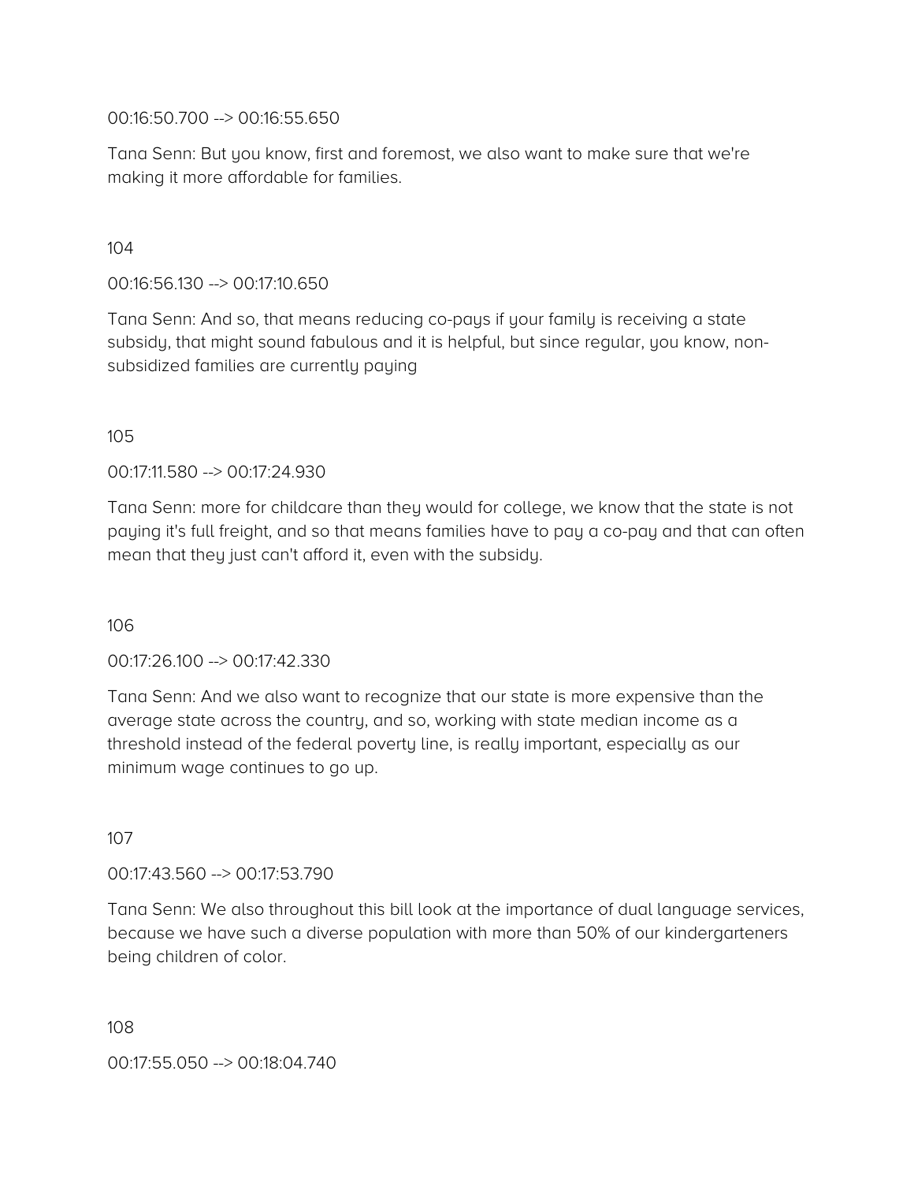00:16:50.700 --> 00:16:55.650

Tana Senn: But you know, first and foremost, we also want to make sure that we're making it more affordable for families.

104

00:16:56.130 --> 00:17:10.650

Tana Senn: And so, that means reducing co-pays if your family is receiving a state subsidy, that might sound fabulous and it is helpful, but since regular, you know, non-subsidized families are currently paying

105

00:17:11.580 --> 00:17:24.930

Tana Senn: more for childcare than they would for college, we know that the state is not paying it's full freight, and so that means families have to pay a co-pay and that can often mean that they just can't afford it, even with the subsidy.

106

00:17:26.100 --> 00:17:42.330

Tana Senn: And we also want to recognize that our state is more expensive than the average state across the country, and so, working with state median income as a threshold instead of the federal poverty line, is really important, especially as our minimum wage continues to go up.

107

00:17:43.560 --> 00:17:53.790

Tana Senn: We also throughout this bill look at the importance of dual language services, because we have such a diverse population with more than 50% of our kindergarteners being children of color.

108

00:17:55.050 --> 00:18:04.740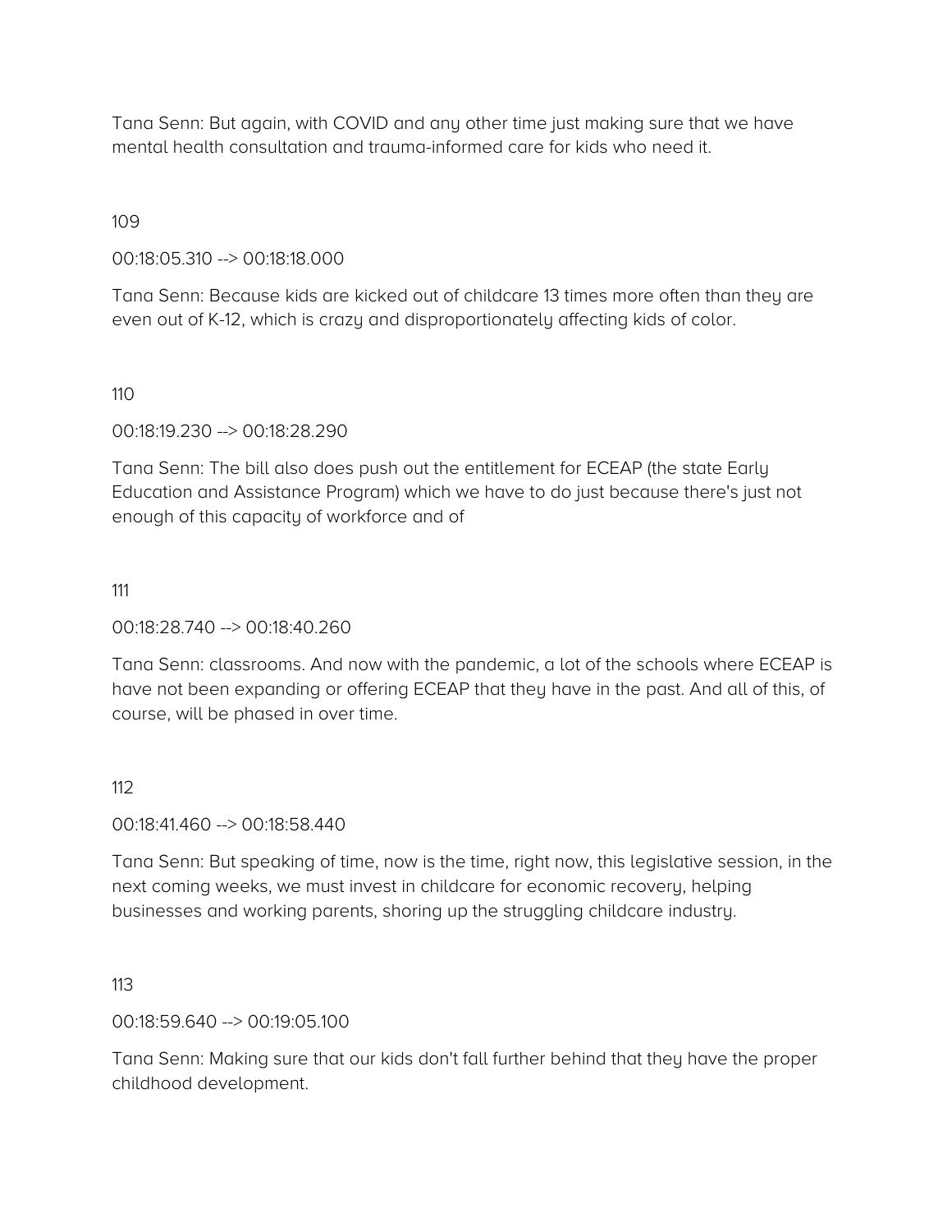Tana Senn: But again, with COVID and any other time just making sure that we have mental health consultation and trauma-informed care for kids who need it.

109

00:18:05.310 --> 00:18:18.000

Tana Senn: Because kids are kicked out of childcare 13 times more often than they are even out of K-12, which is crazy and disproportionately affecting kids of color.

110

00:18:19.230 --> 00:18:28.290

Tana Senn: The bill also does push out the entitlement for ECEAP (the state Early Education and Assistance Program) which we have to do just because there's just not enough of this capacity of workforce and of

111

00:18:28.740 --> 00:18:40.260

Tana Senn: classrooms. And now with the pandemic, a lot of the schools where ECEAP is have not been expanding or offering ECEAP that they have in the past. And all of this, of course, will be phased in over time.

112

00:18:41.460 --> 00:18:58.440

Tana Senn: But speaking of time, now is the time, right now, this legislative session, in the next coming weeks, we must invest in childcare for economic recovery, helping businesses and working parents, shoring up the struggling childcare industry.

113

00:18:59.640 --> 00:19:05.100

Tana Senn: Making sure that our kids don't fall further behind that they have the proper childhood development.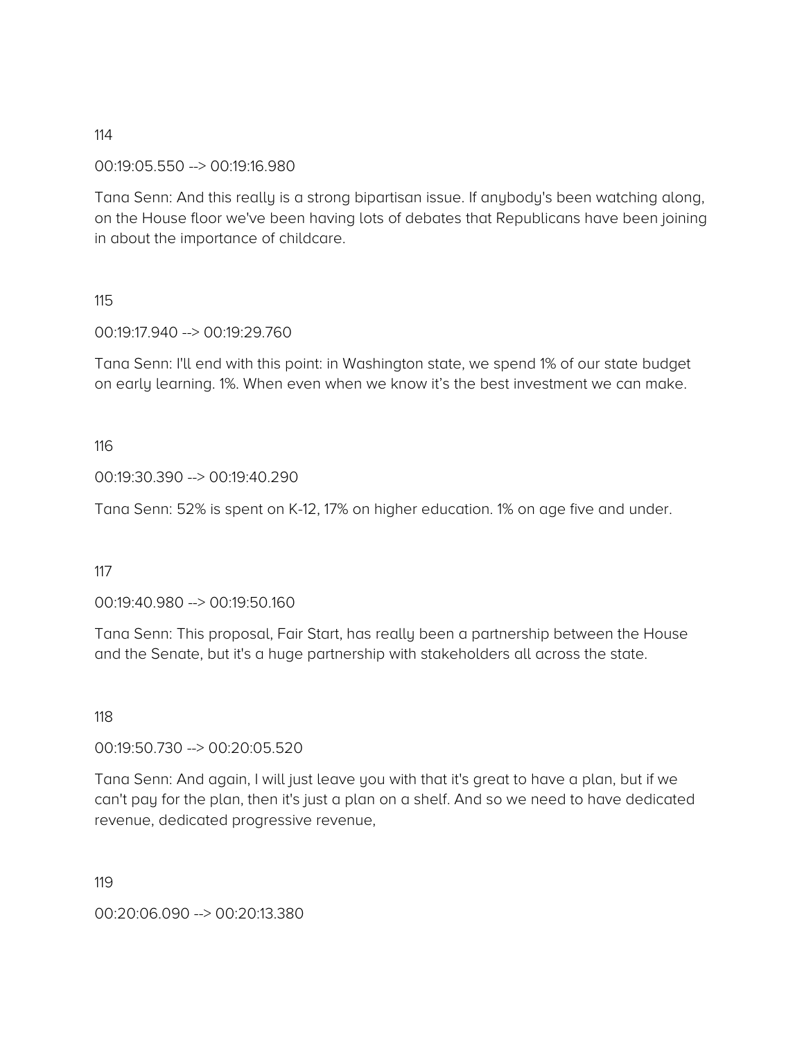114

00:19:05.550 --> 00:19:16.980

Tana Senn: And this really is a strong bipartisan issue. If anybody's been watching along, on the House floor we've been having lots of debates that Republicans have been joining in about the importance of childcare.

115

00:19:17.940 --> 00:19:29.760

Tana Senn: I'll end with this point: in Washington state, we spend 1% of our state budget on early learning. 1%. When even when we know it's the best investment we can make.

116

00:19:30.390 --> 00:19:40.290

Tana Senn: 52% is spent on K-12, 17% on higher education. 1% on age five and under.

117

00:19:40.980 --> 00:19:50.160

Tana Senn: This proposal, Fair Start, has really been a partnership between the House and the Senate, but it's a huge partnership with stakeholders all across the state.

118

00:19:50.730 --> 00:20:05.520

Tana Senn: And again, I will just leave you with that it's great to have a plan, but if we can't pay for the plan, then it's just a plan on a shelf. And so we need to have dedicated revenue, dedicated progressive revenue,

119

00:20:06.090 --> 00:20:13.380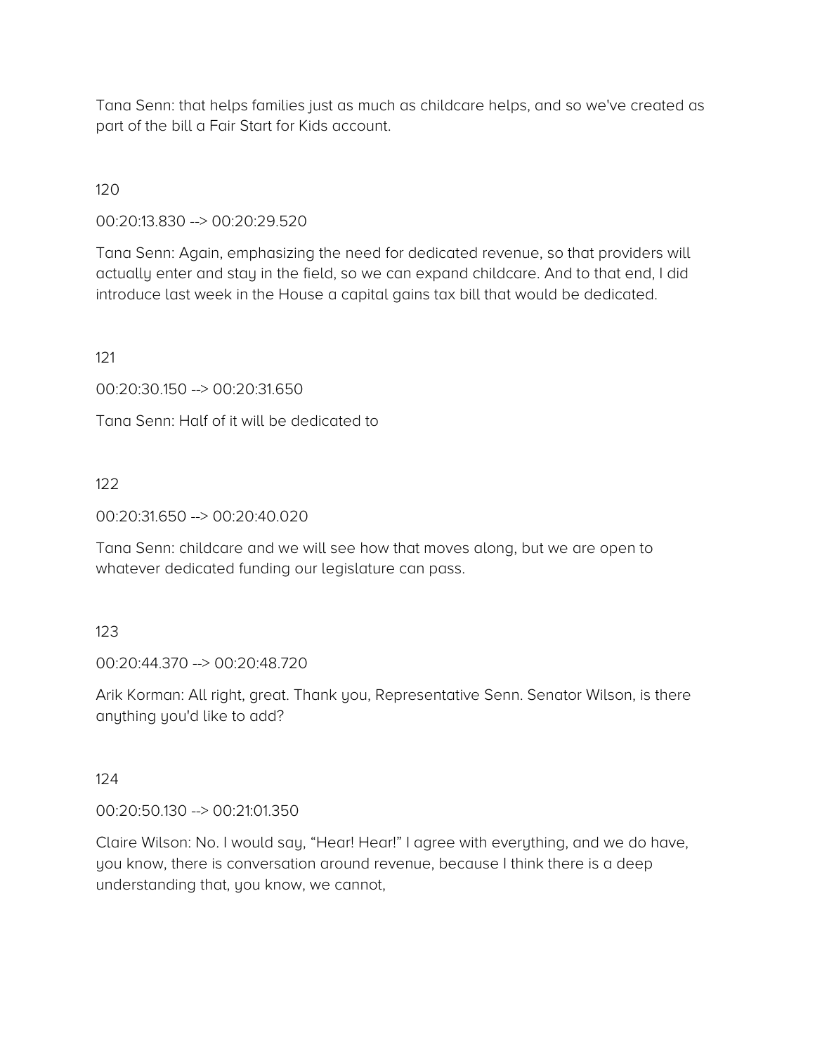Tana Senn: that helps families just as much as childcare helps, and so we've created as part of the bill a Fair Start for Kids account.

120

00:20:13.830 --> 00:20:29.520

Tana Senn: Again, emphasizing the need for dedicated revenue, so that providers will actually enter and stay in the field, so we can expand childcare. And to that end, I did introduce last week in the House a capital gains tax bill that would be dedicated.

121

00:20:30.150 --> 00:20:31.650

Tana Senn: Half of it will be dedicated to

122

00:20:31.650 --> 00:20:40.020

Tana Senn: childcare and we will see how that moves along, but we are open to whatever dedicated funding our legislature can pass.

123

00:20:44.370 --> 00:20:48.720

Arik Korman: All right, great. Thank you, Representative Senn. Senator Wilson, is there anything you'd like to add?

124

00:20:50.130 --> 00:21:01.350

Claire Wilson: No. I would say, "Hear! Hear!" I agree with everything, and we do have, you know, there is conversation around revenue, because I think there is a deep understanding that, you know, we cannot,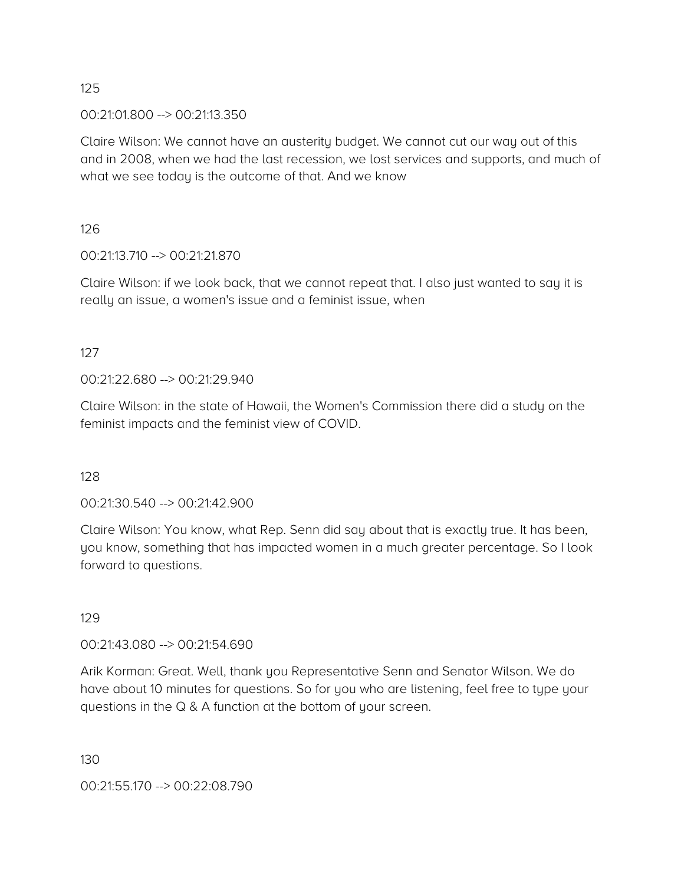125

00:21:01.800 --> 00:21:13.350

Claire Wilson: We cannot have an austerity budget. We cannot cut our way out of this and in 2008, when we had the last recession, we lost services and supports, and much of what we see today is the outcome of that. And we know

126

00:21:13.710 --> 00:21:21.870

Claire Wilson: if we look back, that we cannot repeat that. I also just wanted to say it is really an issue, a women's issue and a feminist issue, when

127

00:21:22.680 --> 00:21:29.940

Claire Wilson: in the state of Hawaii, the Women's Commission there did a study on the feminist impacts and the feminist view of COVID.

128

00:21:30.540 --> 00:21:42.900

Claire Wilson: You know, what Rep. Senn did say about that is exactly true. It has been, you know, something that has impacted women in a much greater percentage. So I look forward to questions.

129

00:21:43.080 --> 00:21:54.690

Arik Korman: Great. Well, thank you Representative Senn and Senator Wilson. We do have about 10 minutes for questions. So for you who are listening, feel free to type your questions in the Q & A function at the bottom of your screen.

130

00:21:55.170 --> 00:22:08.790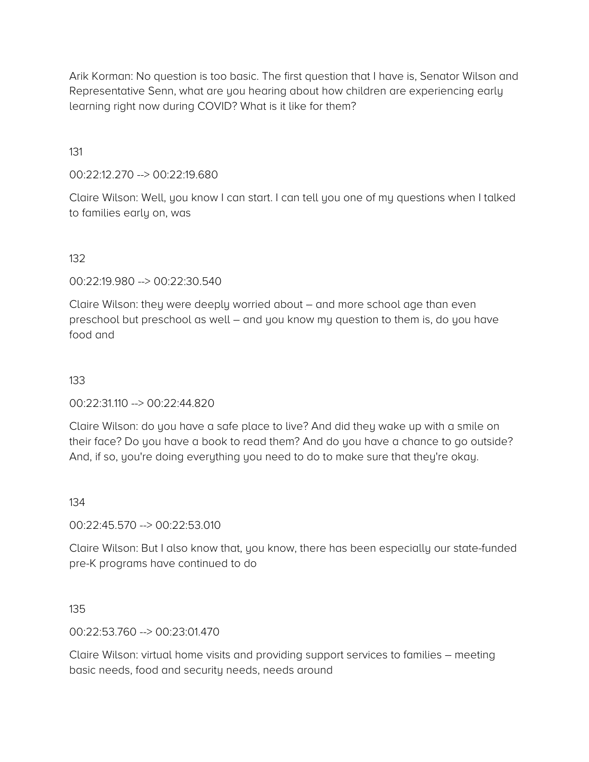Arik Korman: No question is too basic. The first question that I have is, Senator Wilson and Representative Senn, what are you hearing about how children are experiencing early learning right now during COVID? What is it like for them?

131

00:22:12.270 --> 00:22:19.680

Claire Wilson: Well, you know I can start. I can tell you one of my questions when I talked to families early on, was

132

00:22:19.980 --> 00:22:30.540

Claire Wilson: they were deeply worried about – and more school age than even preschool but preschool as well – and you know my question to them is, do you have food and

133

00:22:31.110 --> 00:22:44.820

Claire Wilson: do you have a safe place to live? And did they wake up with a smile on their face? Do you have a book to read them? And do you have a chance to go outside? And, if so, you're doing everything you need to do to make sure that they're okay.

134

00:22:45.570 --> 00:22:53.010

Claire Wilson: But I also know that, you know, there has been especially our state-funded pre-K programs have continued to do

135

00:22:53.760 --> 00:23:01.470

Claire Wilson: virtual home visits and providing support services to families – meeting basic needs, food and security needs, needs around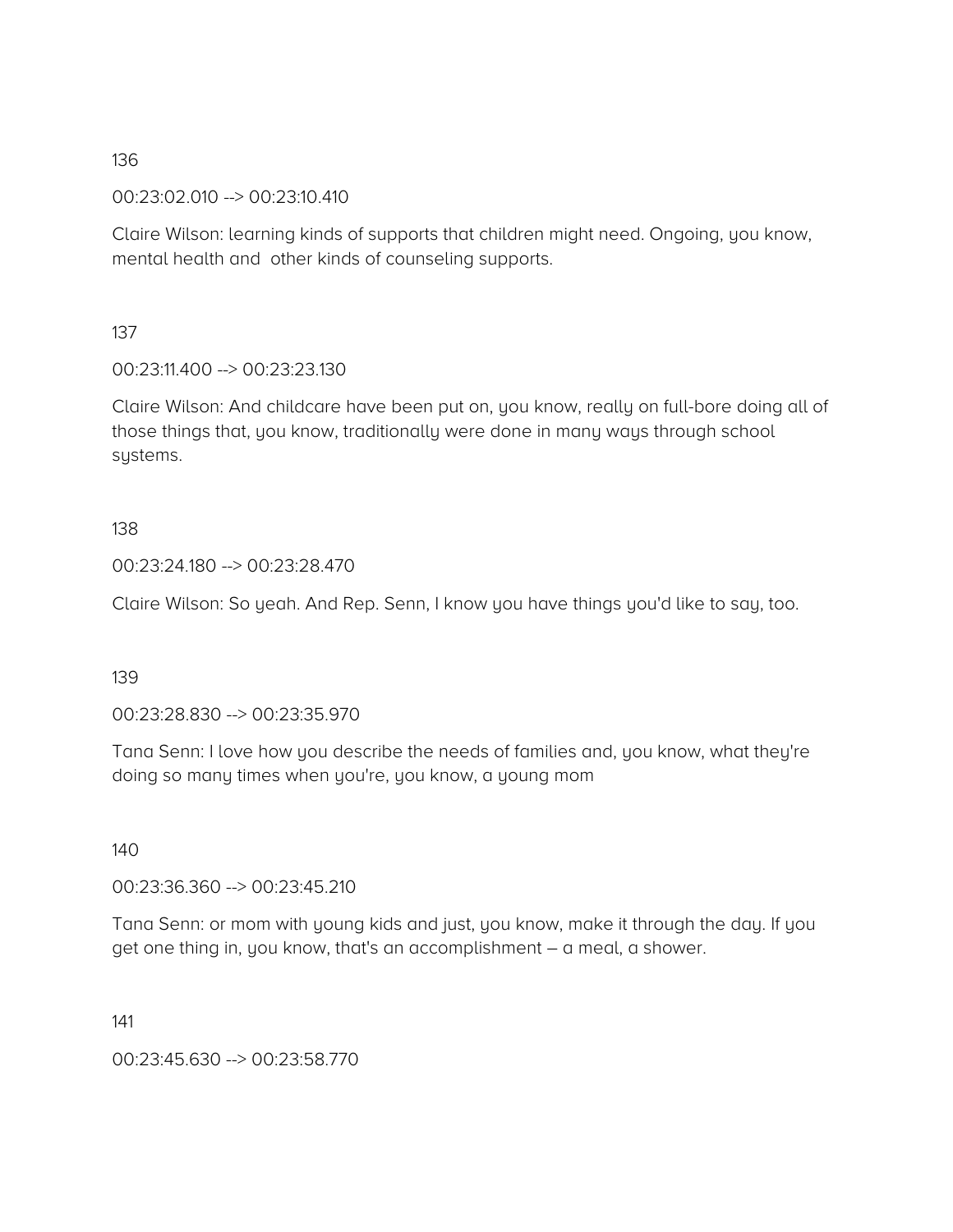136

00:23:02.010 --> 00:23:10.410

Claire Wilson: learning kinds of supports that children might need. Ongoing, you know, mental health and other kinds of counseling supports.

137

00:23:11.400 --> 00:23:23.130

Claire Wilson: And childcare have been put on, you know, really on full-bore doing all of those things that, you know, traditionally were done in many ways through school systems.

138

00:23:24.180 --> 00:23:28.470

Claire Wilson: So yeah. And Rep. Senn, I know you have things you'd like to say, too.

139

00:23:28.830 --> 00:23:35.970

Tana Senn: I love how you describe the needs of families and, you know, what they're doing so many times when you're, you know, a young mom

140

00:23:36.360 --> 00:23:45.210

Tana Senn: or mom with young kids and just, you know, make it through the day. If you get one thing in, you know, that's an accomplishment – a meal, a shower.

141

00:23:45.630 --> 00:23:58.770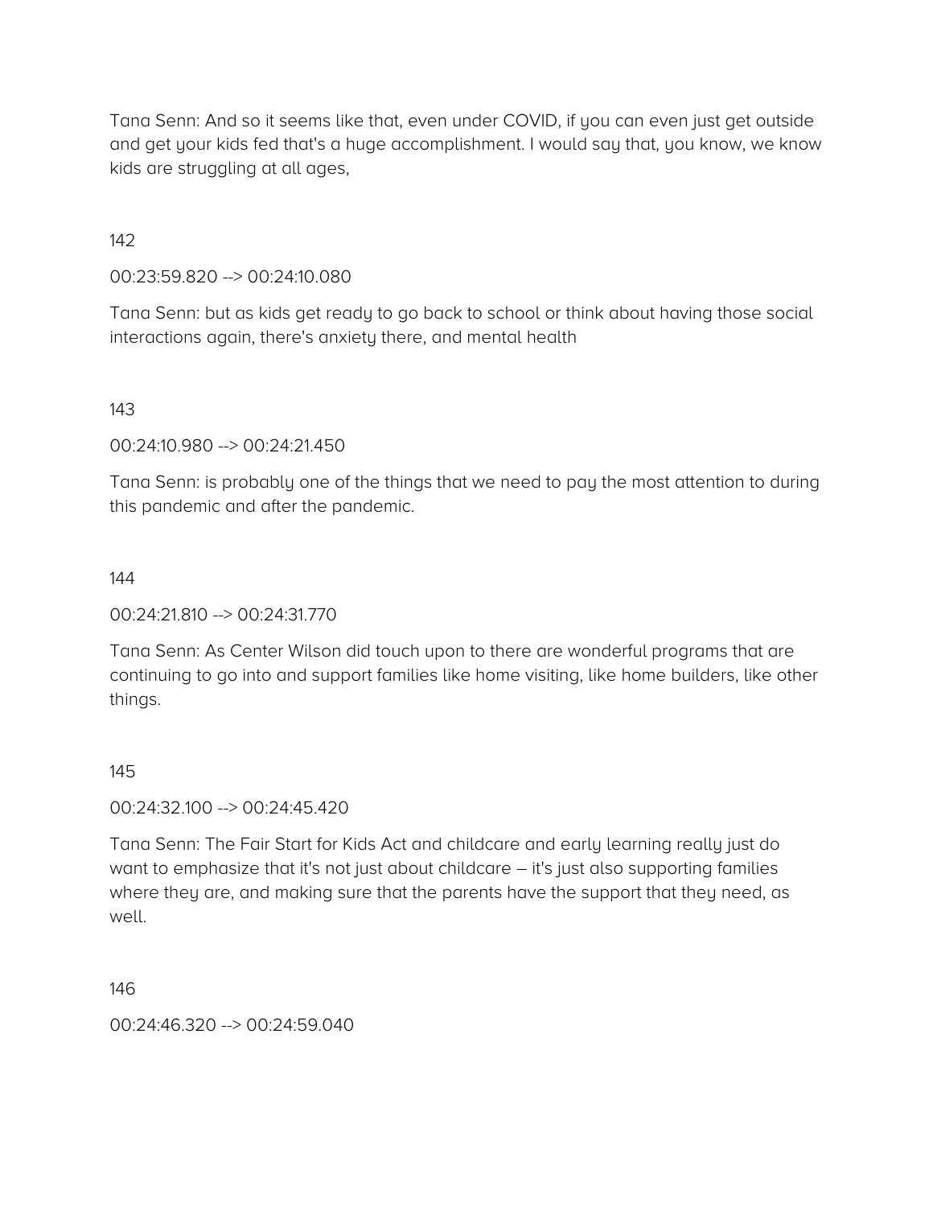Tana Senn: And so it seems like that, even under COVID, if you can even just get outside and get your kids fed that's a huge accomplishment. I would say that, you know, we know kids are struggling at all ages,

142

00:23:59.820 --> 00:24:10.080

Tana Senn: but as kids get ready to go back to school or think about having those social interactions again, there's anxiety there, and mental health

143

00:24:10.980 --> 00:24:21.450

Tana Senn: is probably one of the things that we need to pay the most attention to during this pandemic and after the pandemic.

144

00:24:21.810 --> 00:24:31.770

Tana Senn: As Center Wilson did touch upon to there are wonderful programs that are continuing to go into and support families like home visiting, like home builders, like other things.

145

00:24:32.100 --> 00:24:45.420

Tana Senn: The Fair Start for Kids Act and childcare and early learning really just do want to emphasize that it's not just about childcare – it's just also supporting families where they are, and making sure that the parents have the support that they need, as well.

146

00:24:46.320 --> 00:24:59.040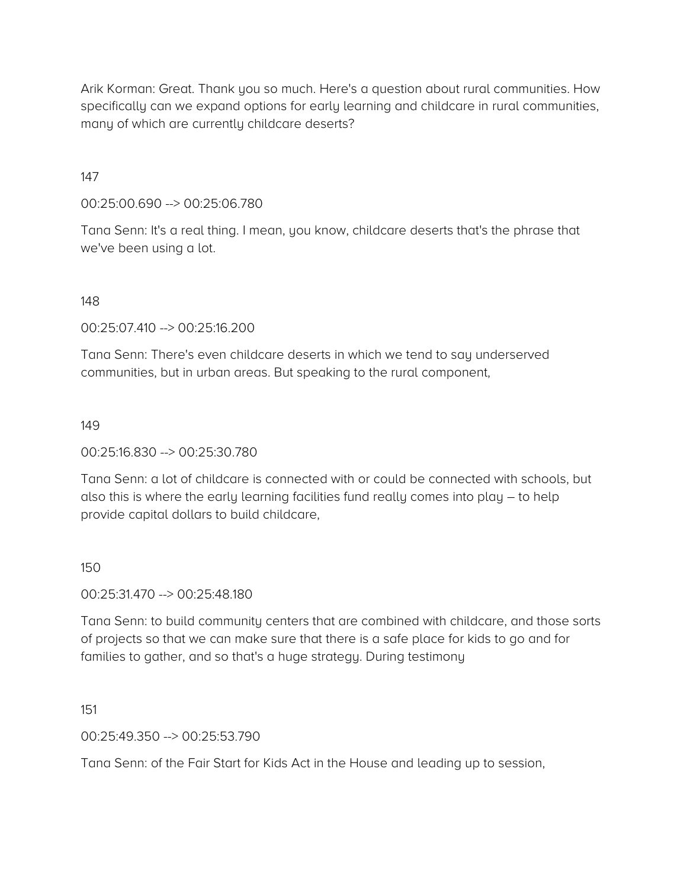Arik Korman: Great. Thank you so much. Here's a question about rural communities. How specifically can we expand options for early learning and childcare in rural communities, many of which are currently childcare deserts?

147

00:25:00.690 --> 00:25:06.780

Tana Senn: It's a real thing. I mean, you know, childcare deserts that's the phrase that we've been using a lot.

148

00:25:07.410 --> 00:25:16.200

Tana Senn: There's even childcare deserts in which we tend to say underserved communities, but in urban areas. But speaking to the rural component,

149

00:25:16.830 --> 00:25:30.780

Tana Senn: a lot of childcare is connected with or could be connected with schools, but also this is where the early learning facilities fund really comes into play – to help provide capital dollars to build childcare,

150

00:25:31.470 --> 00:25:48.180

Tana Senn: to build community centers that are combined with childcare, and those sorts of projects so that we can make sure that there is a safe place for kids to go and for families to gather, and so that's a huge strategy. During testimony

151

00:25:49.350 --> 00:25:53.790

Tana Senn: of the Fair Start for Kids Act in the House and leading up to session,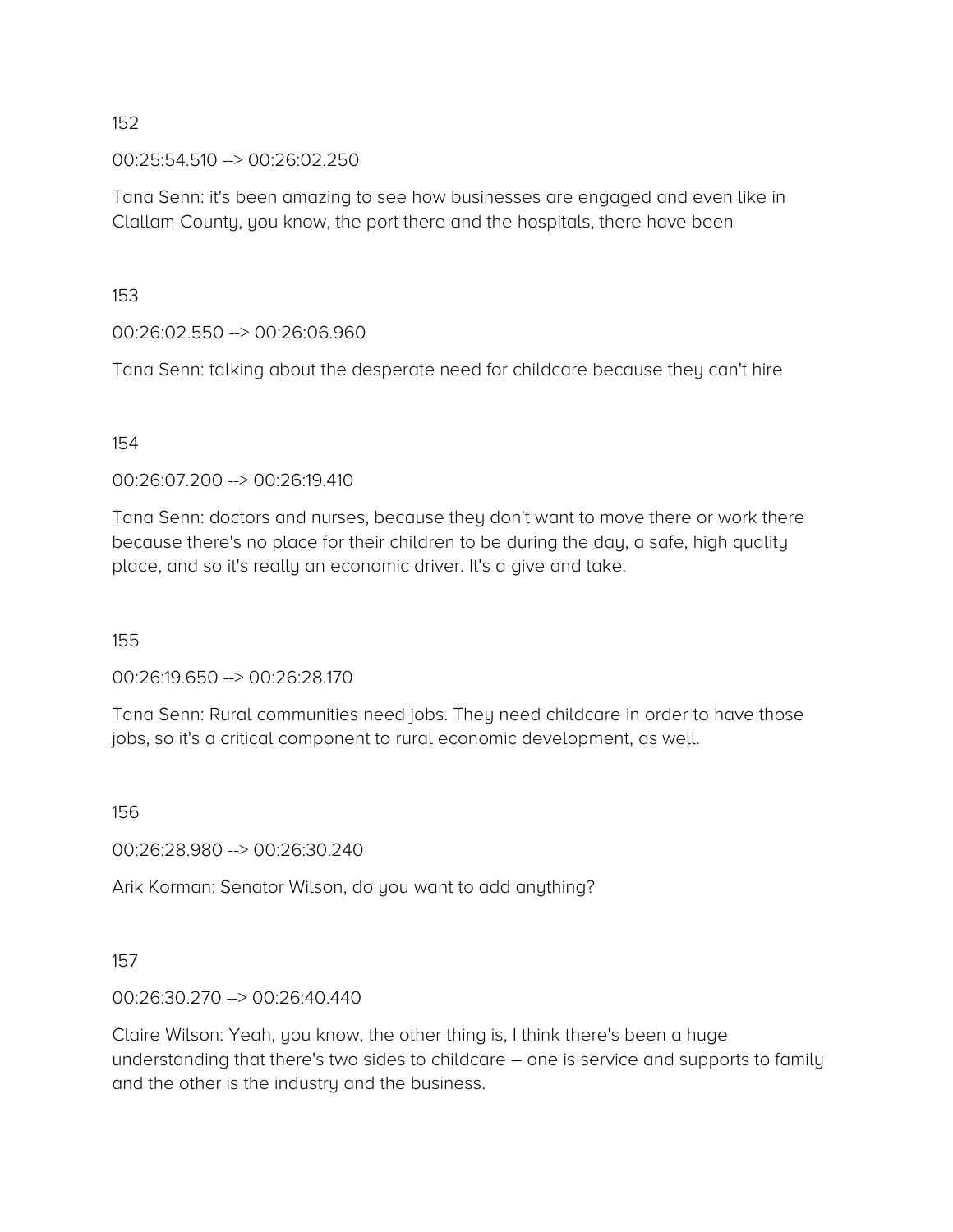152

00:25:54.510 --> 00:26:02.250

Tana Senn: it's been amazing to see how businesses are engaged and even like in Clallam County, you know, the port there and the hospitals, there have been

153

00:26:02.550 --> 00:26:06.960

Tana Senn: talking about the desperate need for childcare because they can't hire

154

00:26:07.200 --> 00:26:19.410

Tana Senn: doctors and nurses, because they don't want to move there or work there because there's no place for their children to be during the day, a safe, high quality place, and so it's really an economic driver. It's a give and take.

155

00:26:19.650 --> 00:26:28.170

Tana Senn: Rural communities need jobs. They need childcare in order to have those jobs, so it's a critical component to rural economic development, as well.

156

00:26:28.980 --> 00:26:30.240

Arik Korman: Senator Wilson, do you want to add anything?

157

00:26:30.270 --> 00:26:40.440

Claire Wilson: Yeah, you know, the other thing is, I think there's been a huge understanding that there's two sides to childcare – one is service and supports to family and the other is the industry and the business.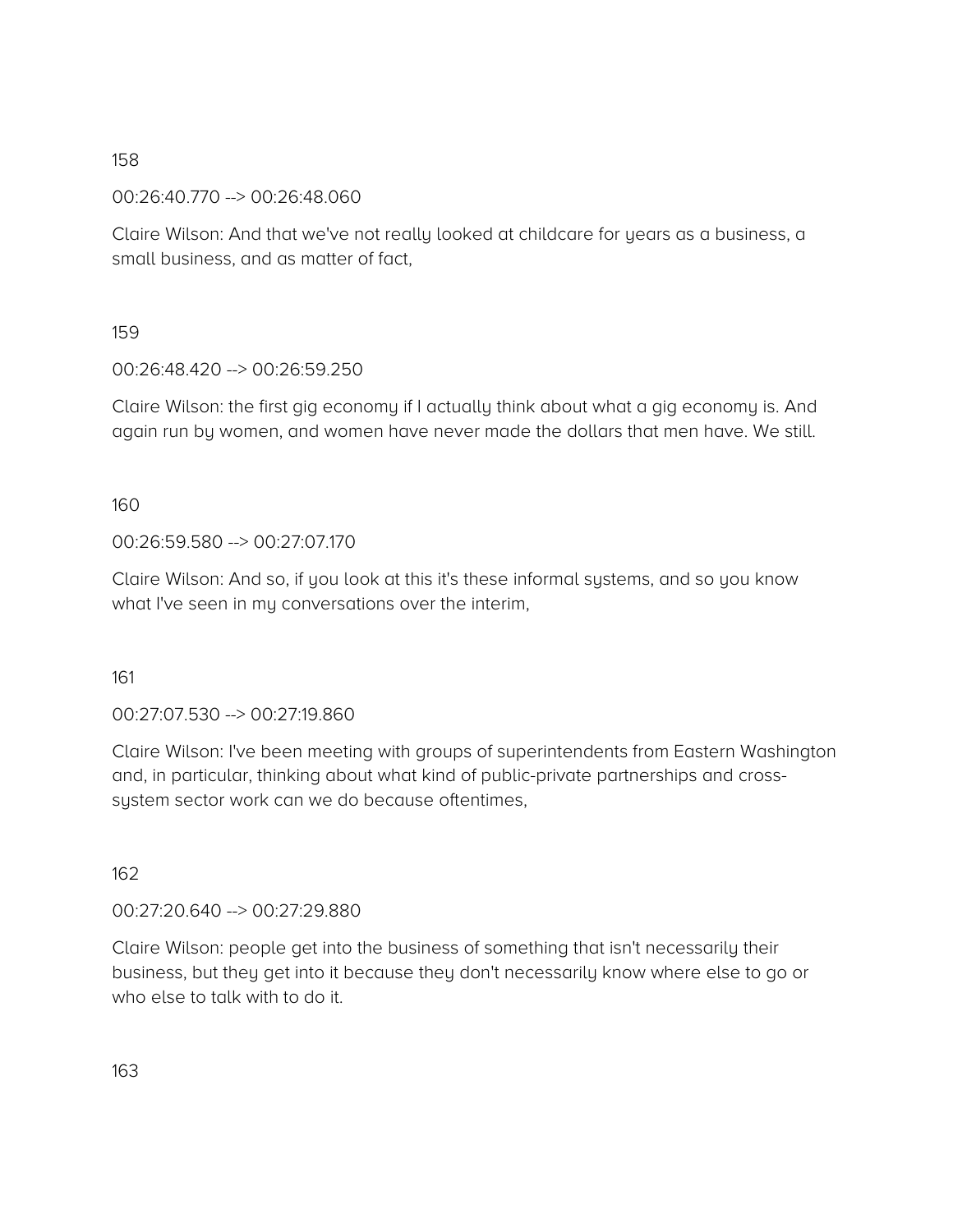158

00:26:40.770 --> 00:26:48.060

Claire Wilson: And that we've not really looked at childcare for years as a business, a small business, and as matter of fact,

159

00:26:48.420 --> 00:26:59.250

Claire Wilson: the first gig economy if I actually think about what a gig economy is. And again run by women, and women have never made the dollars that men have. We still.

160

00:26:59.580 --> 00:27:07.170

Claire Wilson: And so, if you look at this it's these informal systems, and so you know what I've seen in my conversations over the interim,

161

00:27:07.530 --> 00:27:19.860

Claire Wilson: I've been meeting with groups of superintendents from Eastern Washington and, in particular, thinking about what kind of public-private partnerships and cross-system sector work can we do because oftentimes,

162

00:27:20.640 --> 00:27:29.880

Claire Wilson: people get into the business of something that isn't necessarily their business, but they get into it because they don't necessarily know where else to go or who else to talk with to do it.

163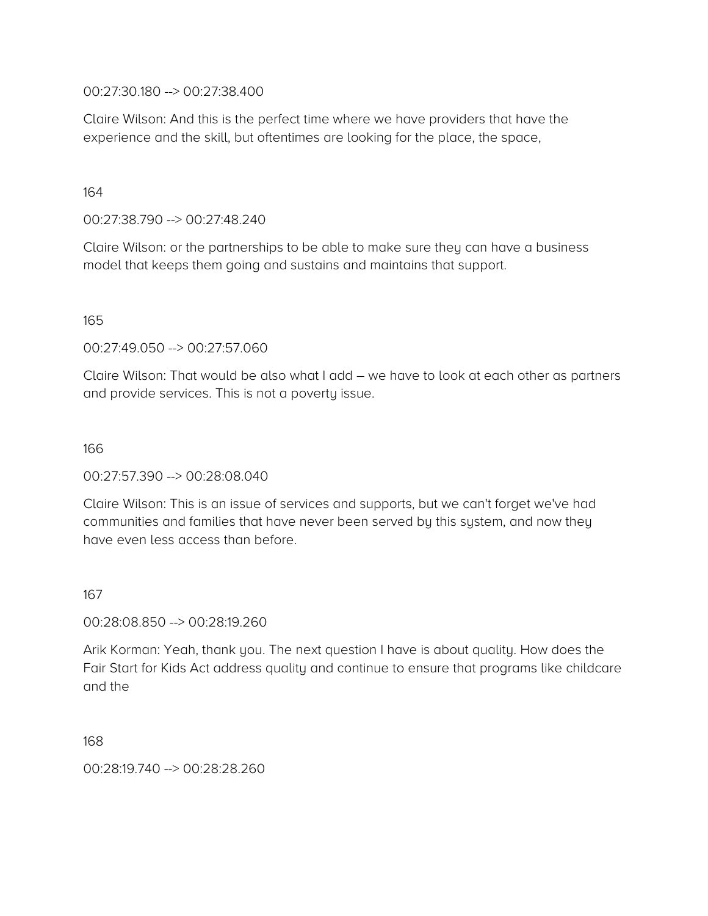00:27:30.180 --> 00:27:38.400

Claire Wilson: And this is the perfect time where we have providers that have the experience and the skill, but oftentimes are looking for the place, the space,

164

00:27:38.790 --> 00:27:48.240

Claire Wilson: or the partnerships to be able to make sure they can have a business model that keeps them going and sustains and maintains that support.

165

00:27:49.050 --> 00:27:57.060

Claire Wilson: That would be also what I add – we have to look at each other as partners and provide services. This is not a poverty issue.

166

00:27:57.390 --> 00:28:08.040

Claire Wilson: This is an issue of services and supports, but we can't forget we've had communities and families that have never been served by this system, and now they have even less access than before.

167

00:28:08.850 --> 00:28:19.260

Arik Korman: Yeah, thank you. The next question I have is about quality. How does the Fair Start for Kids Act address quality and continue to ensure that programs like childcare and the

168

00:28:19.740 --> 00:28:28.260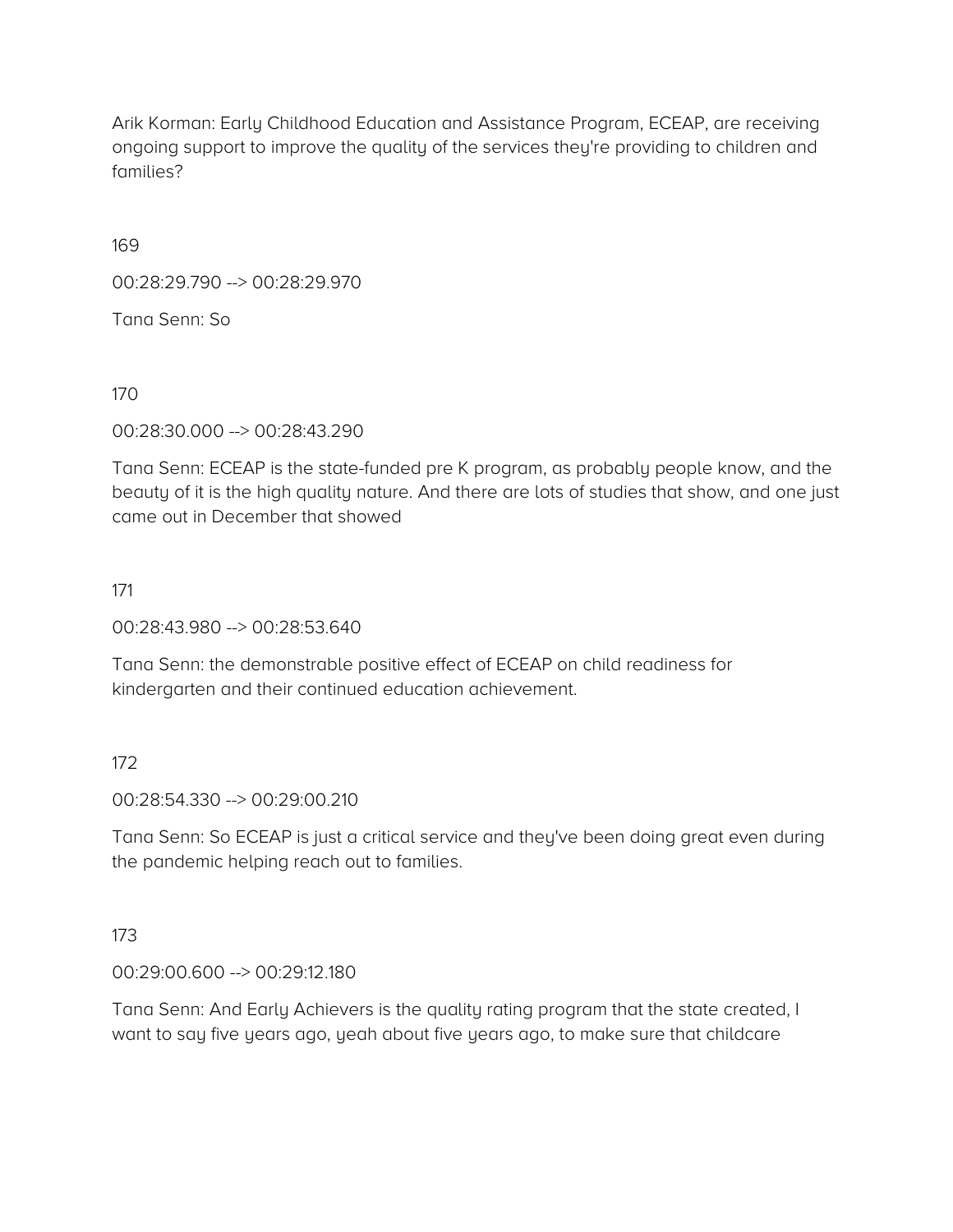Arik Korman: Early Childhood Education and Assistance Program, ECEAP, are receiving ongoing support to improve the quality of the services they're providing to children and families?

169

00:28:29.790 --> 00:28:29.970

Tana Senn: So

170

00:28:30.000 --> 00:28:43.290

Tana Senn: ECEAP is the state-funded pre K program, as probably people know, and the beauty of it is the high quality nature. And there are lots of studies that show, and one just came out in December that showed

171

00:28:43.980 --> 00:28:53.640

Tana Senn: the demonstrable positive effect of ECEAP on child readiness for kindergarten and their continued education achievement.

172

00:28:54.330 --> 00:29:00.210

Tana Senn: So ECEAP is just a critical service and they've been doing great even during the pandemic helping reach out to families.

173

00:29:00.600 --> 00:29:12.180

Tana Senn: And Early Achievers is the quality rating program that the state created, I want to say five years ago, yeah about five years ago, to make sure that childcare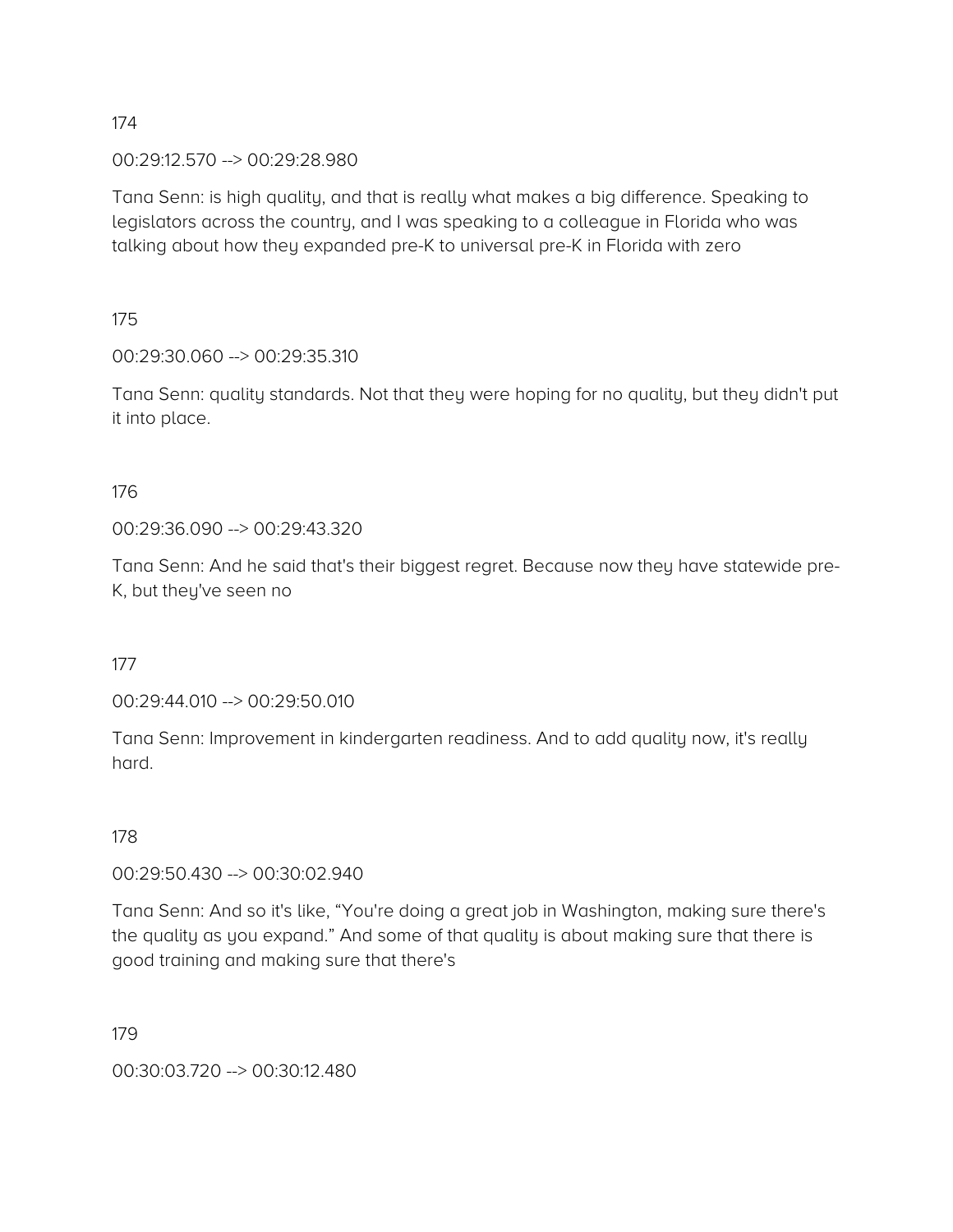174

00:29:12.570 --> 00:29:28.980

Tana Senn: is high quality, and that is really what makes a big difference. Speaking to legislators across the country, and I was speaking to a colleague in Florida who was talking about how they expanded pre-K to universal pre-K in Florida with zero

175

00:29:30.060 --> 00:29:35.310

Tana Senn: quality standards. Not that they were hoping for no quality, but they didn't put it into place.

176

00:29:36.090 --> 00:29:43.320

Tana Senn: And he said that's their biggest regret. Because now they have statewide pre-K, but they've seen no

177

00:29:44.010 --> 00:29:50.010

Tana Senn: Improvement in kindergarten readiness. And to add quality now, it's really hard.

178

00:29:50.430 --> 00:30:02.940

Tana Senn: And so it's like, "You're doing a great job in Washington, making sure there's the quality as you expand." And some of that quality is about making sure that there is good training and making sure that there's

179

00:30:03.720 --> 00:30:12.480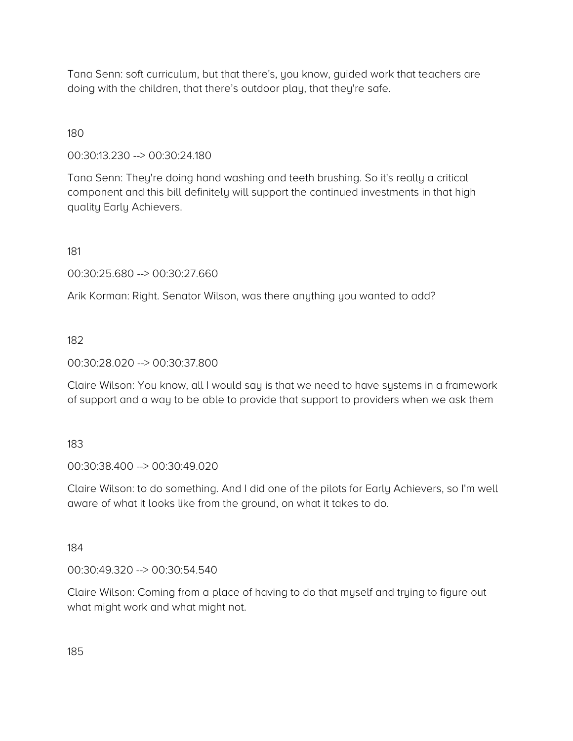Tana Senn: soft curriculum, but that there's, you know, guided work that teachers are doing with the children, that there's outdoor play, that they're safe.

180

00:30:13.230 --> 00:30:24.180

Tana Senn: They're doing hand washing and teeth brushing. So it's really a critical component and this bill definitely will support the continued investments in that high quality Early Achievers.

181

00:30:25.680 --> 00:30:27.660

Arik Korman: Right. Senator Wilson, was there anything you wanted to add?

182

00:30:28.020 --> 00:30:37.800

Claire Wilson: You know, all I would say is that we need to have systems in a framework of support and a way to be able to provide that support to providers when we ask them

183

00:30:38.400 --> 00:30:49.020

Claire Wilson: to do something. And I did one of the pilots for Early Achievers, so I'm well aware of what it looks like from the ground, on what it takes to do.

184

00:30:49.320 --> 00:30:54.540

Claire Wilson: Coming from a place of having to do that myself and trying to figure out what might work and what might not.

185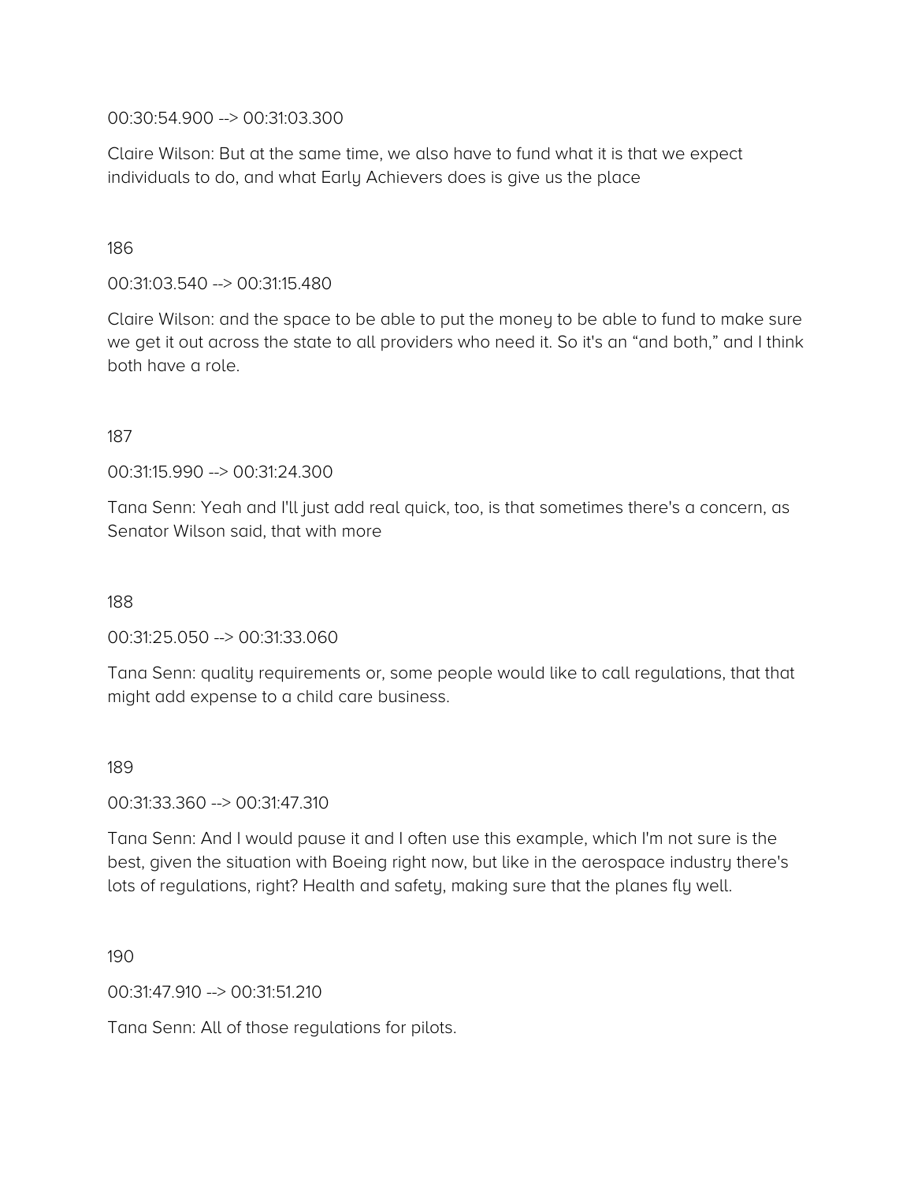00:30:54.900 --> 00:31:03.300

Claire Wilson: But at the same time, we also have to fund what it is that we expect individuals to do, and what Early Achievers does is give us the place

186

00:31:03.540 --> 00:31:15.480

Claire Wilson: and the space to be able to put the money to be able to fund to make sure we get it out across the state to all providers who need it. So it's an “and both,” and I think both have a role.

187

00:31:15.990 --> 00:31:24.300

Tana Senn: Yeah and I'll just add real quick, too, is that sometimes there's a concern, as Senator Wilson said, that with more

188

00:31:25.050 --> 00:31:33.060

Tana Senn: quality requirements or, some people would like to call regulations, that that might add expense to a child care business.

189

00:31:33.360 --> 00:31:47.310

Tana Senn: And I would pause it and I often use this example, which I'm not sure is the best, given the situation with Boeing right now, but like in the aerospace industry there's lots of regulations, right? Health and safety, making sure that the planes fly well.

190

00:31:47.910 --> 00:31:51.210

Tana Senn: All of those regulations for pilots.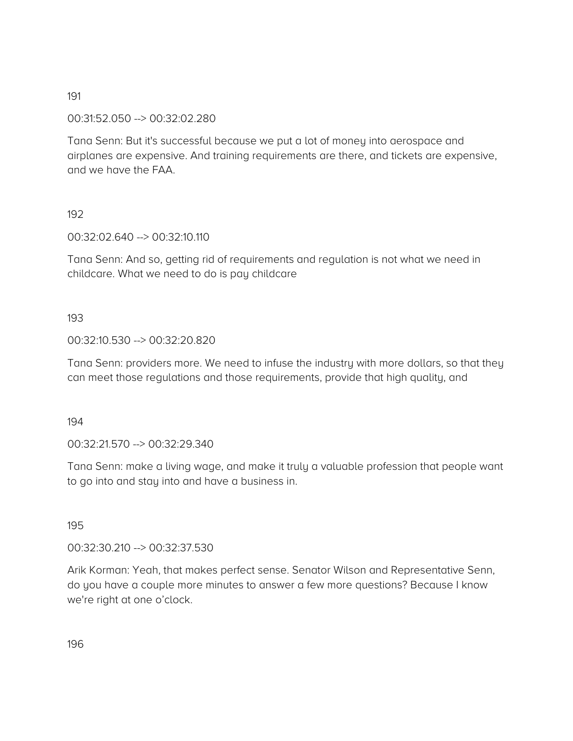191

00:31:52.050 --> 00:32:02.280

Tana Senn: But it's successful because we put a lot of money into aerospace and airplanes are expensive. And training requirements are there, and tickets are expensive, and we have the FAA.

192

00:32:02.640 --> 00:32:10.110

Tana Senn: And so, getting rid of requirements and regulation is not what we need in childcare. What we need to do is pay childcare

193

00:32:10.530 --> 00:32:20.820

Tana Senn: providers more. We need to infuse the industry with more dollars, so that they can meet those regulations and those requirements, provide that high quality, and

194

00:32:21.570 --> 00:32:29.340

Tana Senn: make a living wage, and make it truly a valuable profession that people want to go into and stay into and have a business in.

195

00:32:30.210 --> 00:32:37.530

Arik Korman: Yeah, that makes perfect sense. Senator Wilson and Representative Senn, do you have a couple more minutes to answer a few more questions? Because I know we're right at one o'clock.

196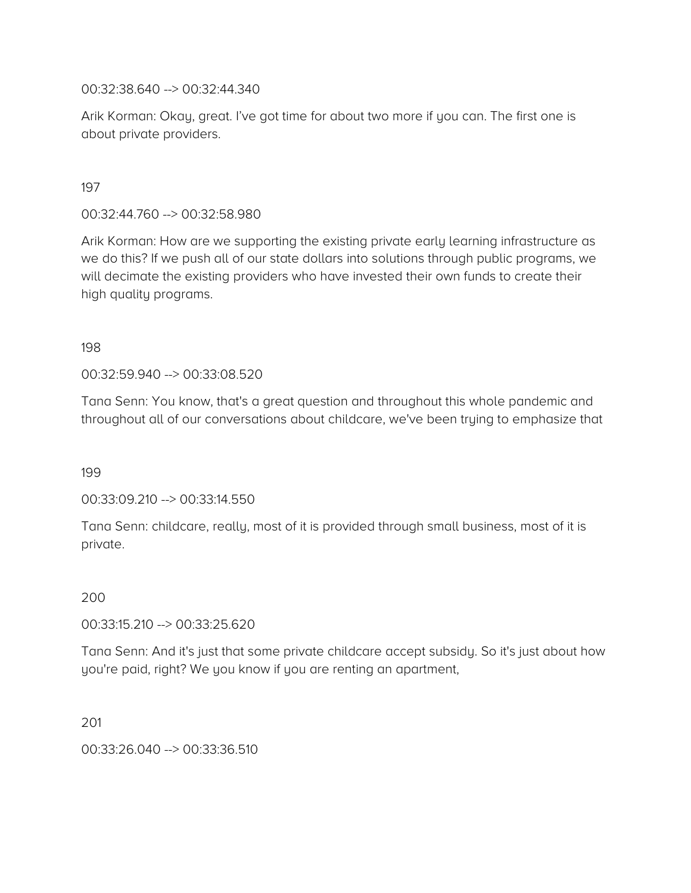00:32:38.640 --> 00:32:44.340

Arik Korman: Okay, great. I've got time for about two more if you can. The first one is about private providers.

197

00:32:44.760 --> 00:32:58.980

Arik Korman: How are we supporting the existing private early learning infrastructure as we do this? If we push all of our state dollars into solutions through public programs, we will decimate the existing providers who have invested their own funds to create their high quality programs.

198

00:32:59.940 --> 00:33:08.520

Tana Senn: You know, that's a great question and throughout this whole pandemic and throughout all of our conversations about childcare, we've been trying to emphasize that

199

00:33:09.210 --> 00:33:14.550

Tana Senn: childcare, really, most of it is provided through small business, most of it is private.

200

00:33:15.210 --> 00:33:25.620

Tana Senn: And it's just that some private childcare accept subsidy. So it's just about how you're paid, right? We you know if you are renting an apartment,

201

00:33:26.040 --> 00:33:36.510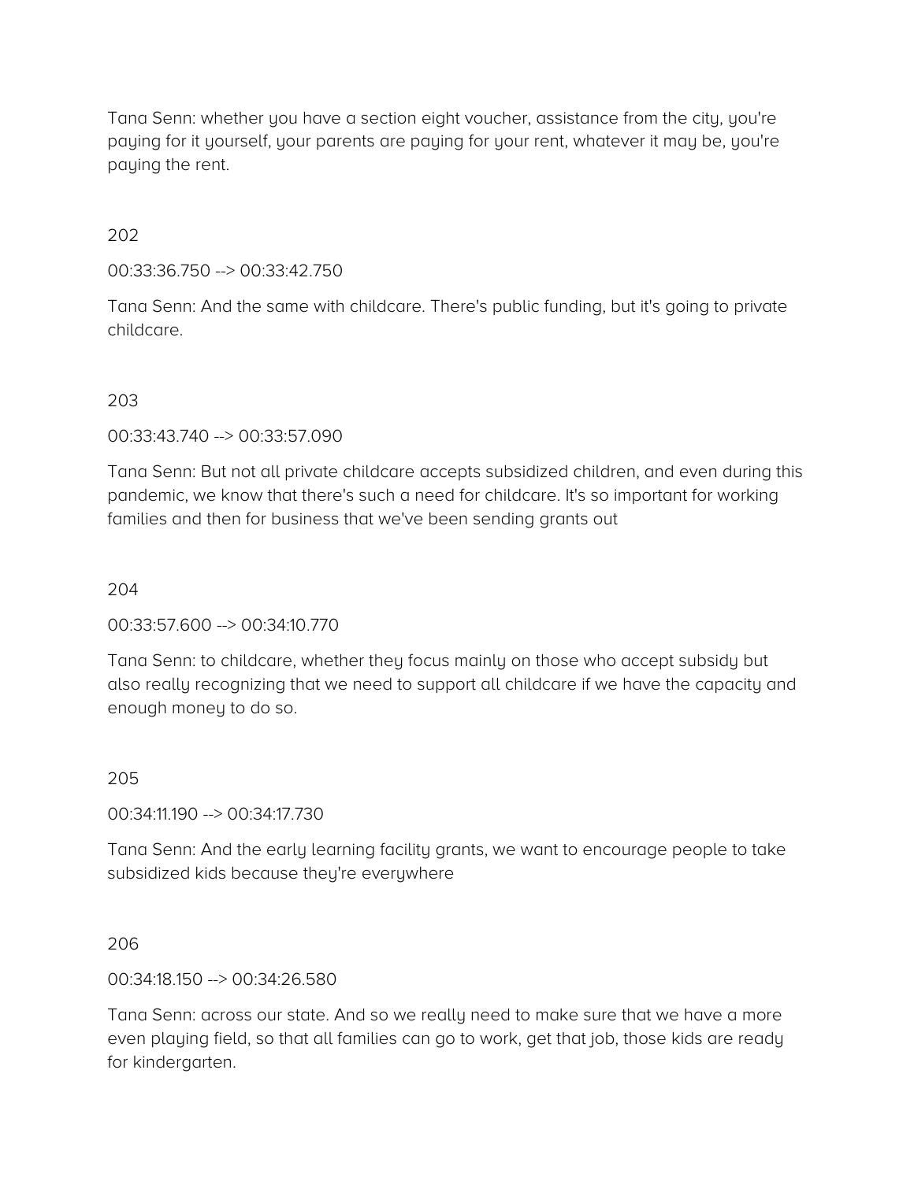Tana Senn: whether you have a section eight voucher, assistance from the city, you're paying for it yourself, your parents are paying for your rent, whatever it may be, you're paying the rent.

202

00:33:36.750 --> 00:33:42.750

Tana Senn: And the same with childcare. There's public funding, but it's going to private childcare.

203

00:33:43.740 --> 00:33:57.090

Tana Senn: But not all private childcare accepts subsidized children, and even during this pandemic, we know that there's such a need for childcare. It's so important for working families and then for business that we've been sending grants out

204

00:33:57.600 --> 00:34:10.770

Tana Senn: to childcare, whether they focus mainly on those who accept subsidy but also really recognizing that we need to support all childcare if we have the capacity and enough money to do so.

205

00:34:11.190 --> 00:34:17.730

Tana Senn: And the early learning facility grants, we want to encourage people to take subsidized kids because they're everywhere

206

00:34:18.150 --> 00:34:26.580

Tana Senn: across our state. And so we really need to make sure that we have a more even playing field, so that all families can go to work, get that job, those kids are ready for kindergarten.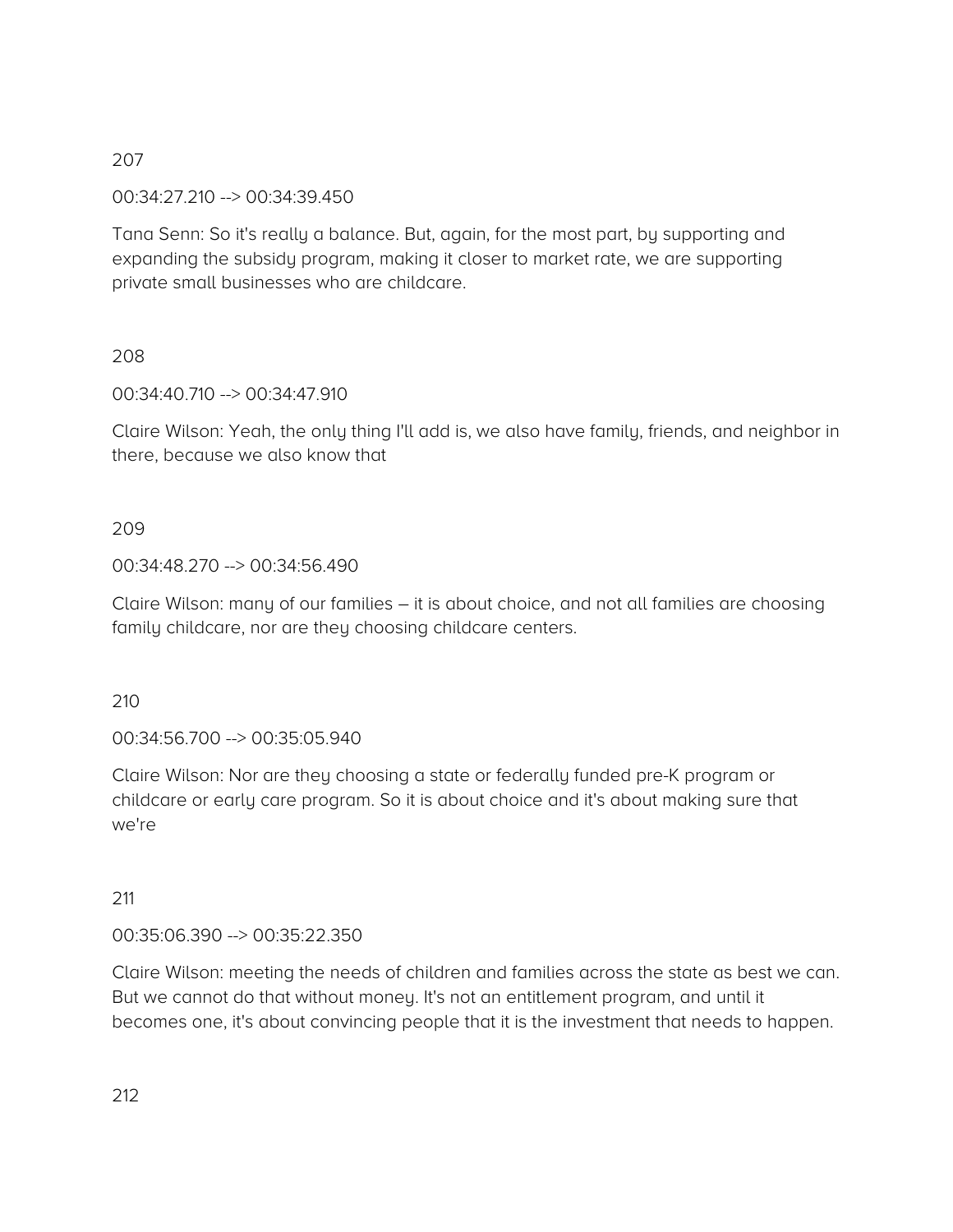207

00:34:27.210 --> 00:34:39.450

Tana Senn: So it's really a balance. But, again, for the most part, by supporting and expanding the subsidy program, making it closer to market rate, we are supporting private small businesses who are childcare.

208

00:34:40.710 --> 00:34:47.910

Claire Wilson: Yeah, the only thing I'll add is, we also have family, friends, and neighbor in there, because we also know that

209

00:34:48.270 --> 00:34:56.490

Claire Wilson: many of our families – it is about choice, and not all families are choosing family childcare, nor are they choosing childcare centers.

210

00:34:56.700 --> 00:35:05.940

Claire Wilson: Nor are they choosing a state or federally funded pre-K program or childcare or early care program. So it is about choice and it's about making sure that we're

211

00:35:06.390 --> 00:35:22.350

Claire Wilson: meeting the needs of children and families across the state as best we can. But we cannot do that without money. It's not an entitlement program, and until it becomes one, it's about convincing people that it is the investment that needs to happen.

212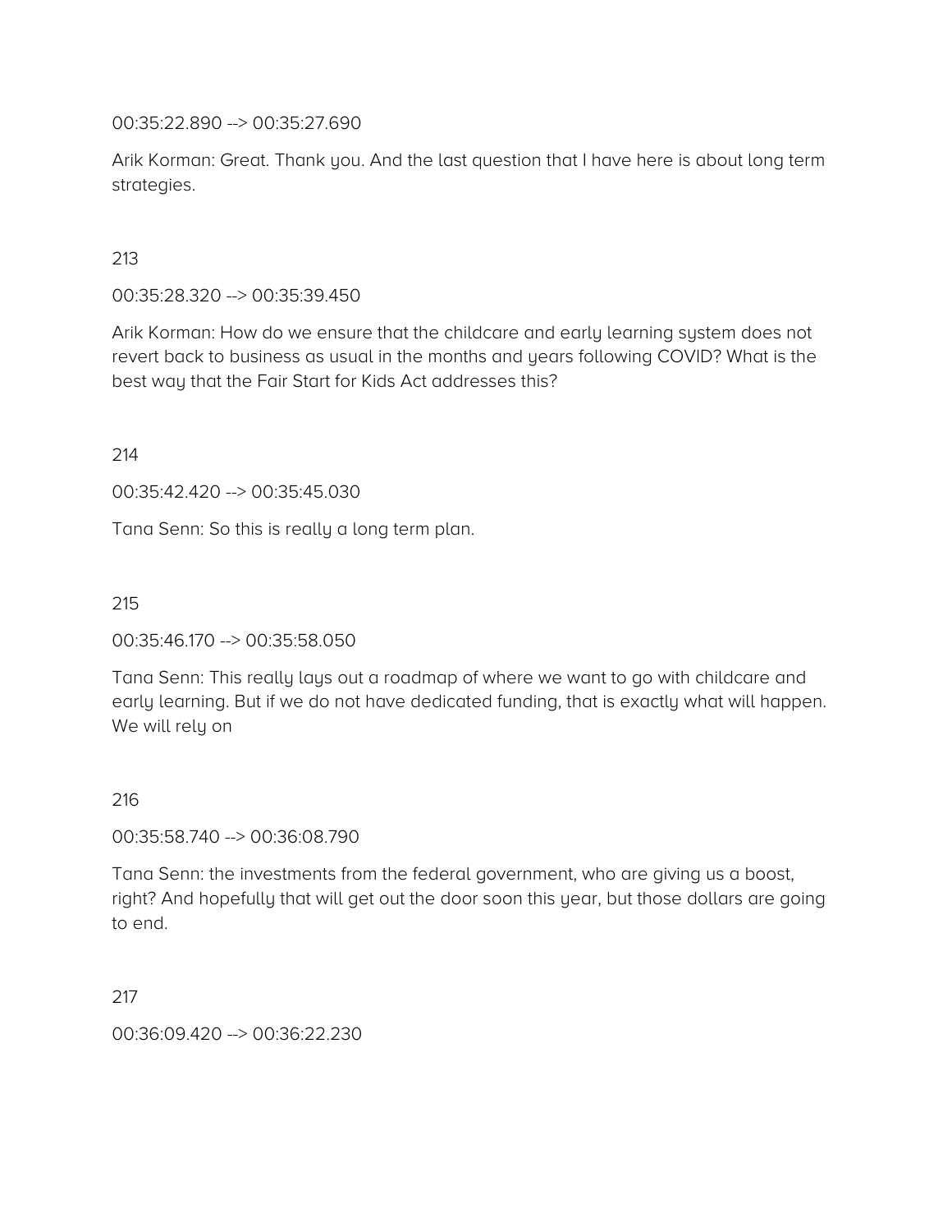00:35:22.890 --> 00:35:27.690

Arik Korman: Great. Thank you. And the last question that I have here is about long term strategies.

213

00:35:28.320 --> 00:35:39.450

Arik Korman: How do we ensure that the childcare and early learning system does not revert back to business as usual in the months and years following COVID? What is the best way that the Fair Start for Kids Act addresses this?

214

00:35:42.420 --> 00:35:45.030

Tana Senn: So this is really a long term plan.

215

00:35:46.170 --> 00:35:58.050

Tana Senn: This really lays out a roadmap of where we want to go with childcare and early learning. But if we do not have dedicated funding, that is exactly what will happen. We will rely on

216

00:35:58.740 --> 00:36:08.790

Tana Senn: the investments from the federal government, who are giving us a boost, right? And hopefully that will get out the door soon this year, but those dollars are going to end.

217

00:36:09.420 --> 00:36:22.230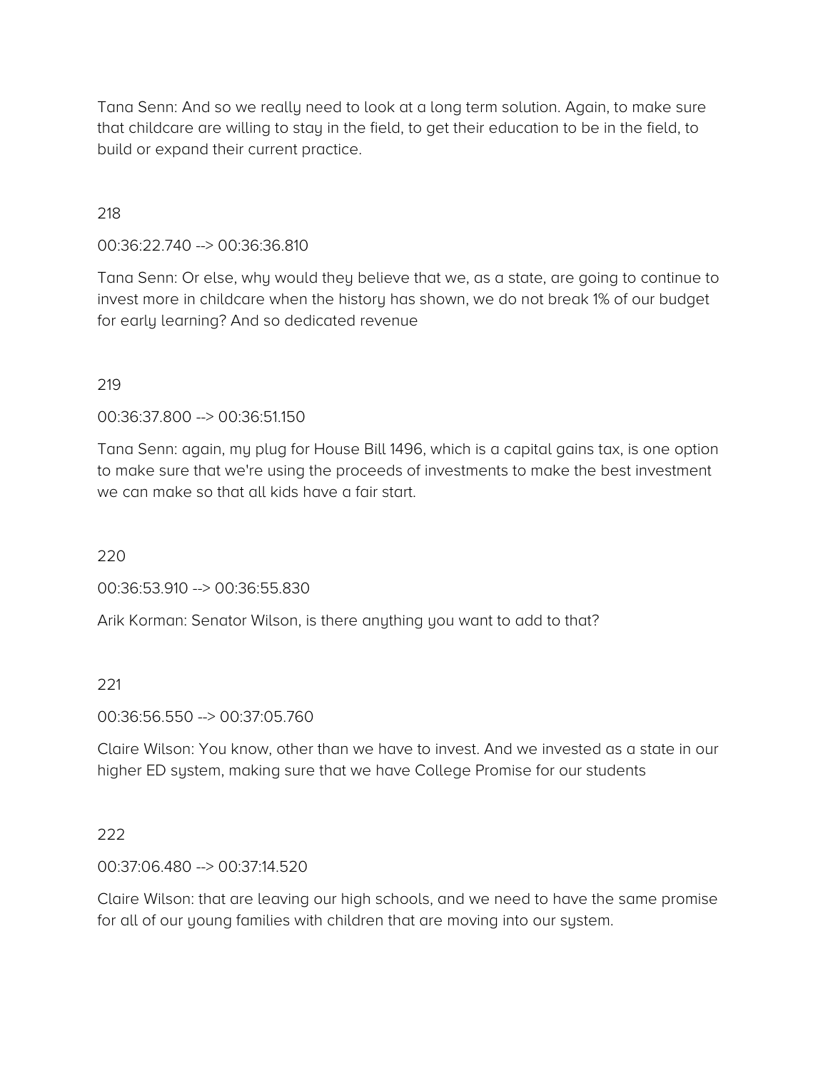Tana Senn: And so we really need to look at a long term solution. Again, to make sure that childcare are willing to stay in the field, to get their education to be in the field, to build or expand their current practice.

218

00:36:22.740 --> 00:36:36.810

Tana Senn: Or else, why would they believe that we, as a state, are going to continue to invest more in childcare when the history has shown, we do not break 1% of our budget for early learning? And so dedicated revenue

219

00:36:37.800 --> 00:36:51.150

Tana Senn: again, my plug for House Bill 1496, which is a capital gains tax, is one option to make sure that we're using the proceeds of investments to make the best investment we can make so that all kids have a fair start.

220

00:36:53.910 --> 00:36:55.830

Arik Korman: Senator Wilson, is there anything you want to add to that?

221

00:36:56.550 --> 00:37:05.760

Claire Wilson: You know, other than we have to invest. And we invested as a state in our higher ED system, making sure that we have College Promise for our students

222

00:37:06.480 --> 00:37:14.520

Claire Wilson: that are leaving our high schools, and we need to have the same promise for all of our young families with children that are moving into our system.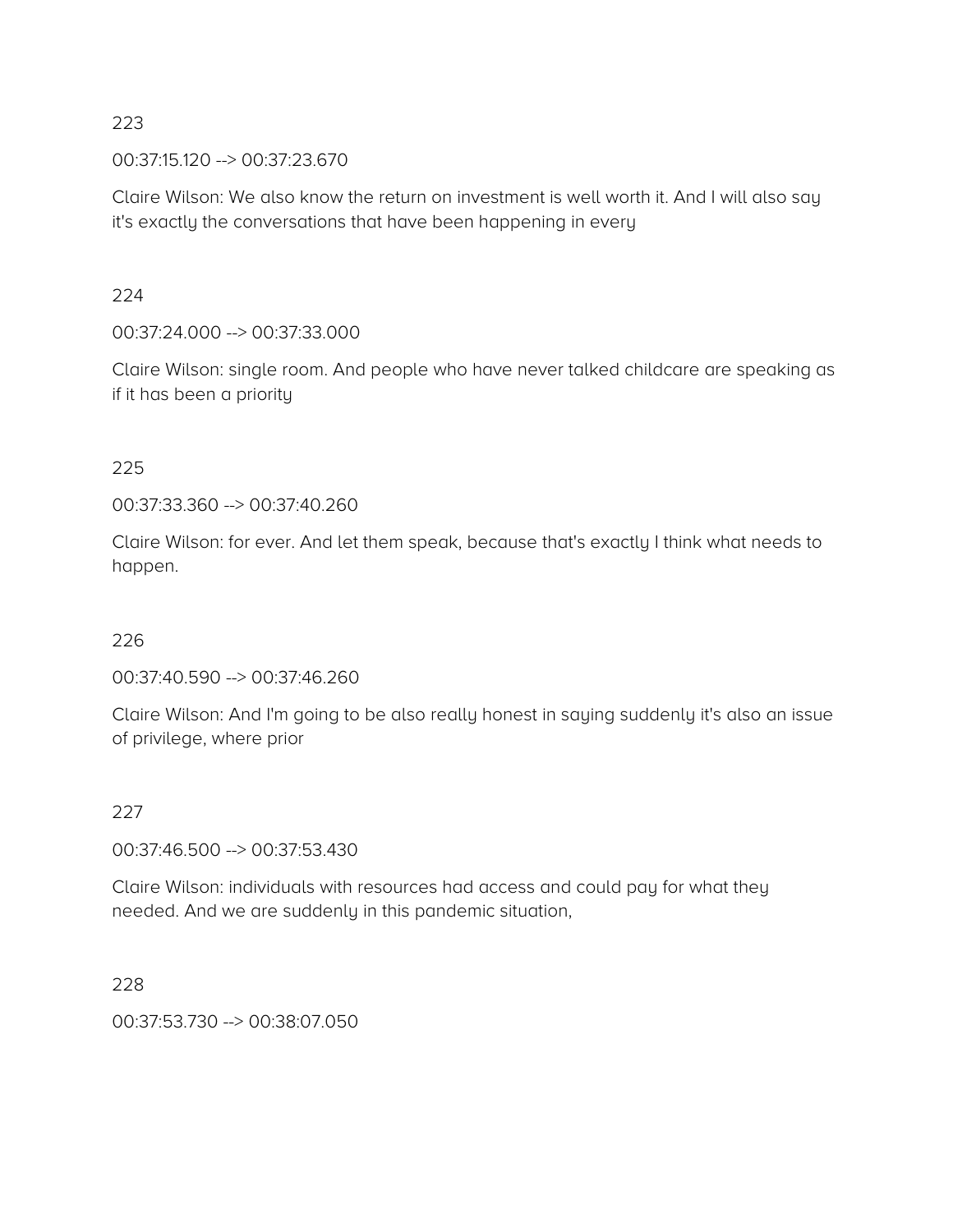223

00:37:15.120 --> 00:37:23.670

Claire Wilson: We also know the return on investment is well worth it. And I will also say it's exactly the conversations that have been happening in every

224

00:37:24.000 --> 00:37:33.000

Claire Wilson: single room. And people who have never talked childcare are speaking as if it has been a priority

225

00:37:33.360 --> 00:37:40.260

Claire Wilson: for ever. And let them speak, because that's exactly I think what needs to happen.

226

00:37:40.590 --> 00:37:46.260

Claire Wilson: And I'm going to be also really honest in saying suddenly it's also an issue of privilege, where prior

227

00:37:46.500 --> 00:37:53.430

Claire Wilson: individuals with resources had access and could pay for what they needed. And we are suddenly in this pandemic situation,

228

00:37:53.730 --> 00:38:07.050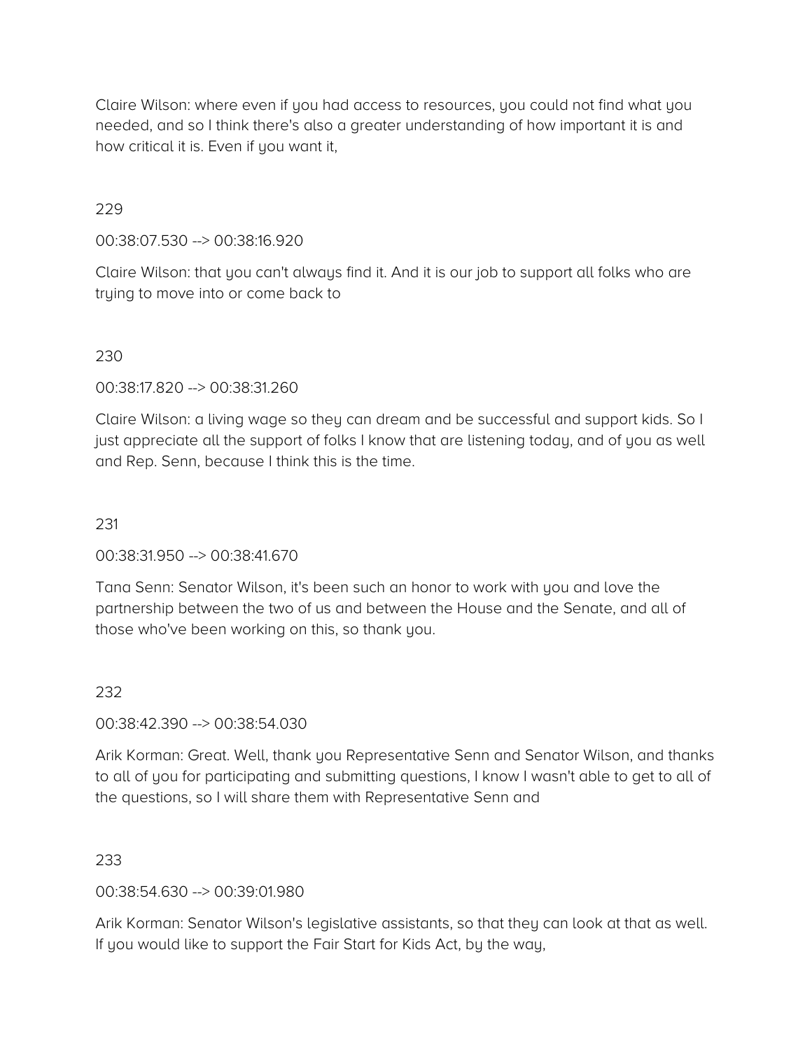Claire Wilson: where even if you had access to resources, you could not find what you needed, and so I think there's also a greater understanding of how important it is and how critical it is. Even if you want it,

229

00:38:07.530 --> 00:38:16.920

Claire Wilson: that you can't always find it. And it is our job to support all folks who are trying to move into or come back to

230

00:38:17.820 --> 00:38:31.260

Claire Wilson: a living wage so they can dream and be successful and support kids. So I just appreciate all the support of folks I know that are listening today, and of you as well and Rep. Senn, because I think this is the time.

231

00:38:31.950 --> 00:38:41.670

Tana Senn: Senator Wilson, it's been such an honor to work with you and love the partnership between the two of us and between the House and the Senate, and all of those who've been working on this, so thank you.

232

00:38:42.390 --> 00:38:54.030

Arik Korman: Great. Well, thank you Representative Senn and Senator Wilson, and thanks to all of you for participating and submitting questions, I know I wasn't able to get to all of the questions, so I will share them with Representative Senn and

233

00:38:54.630 --> 00:39:01.980

Arik Korman: Senator Wilson's legislative assistants, so that they can look at that as well. If you would like to support the Fair Start for Kids Act, by the way,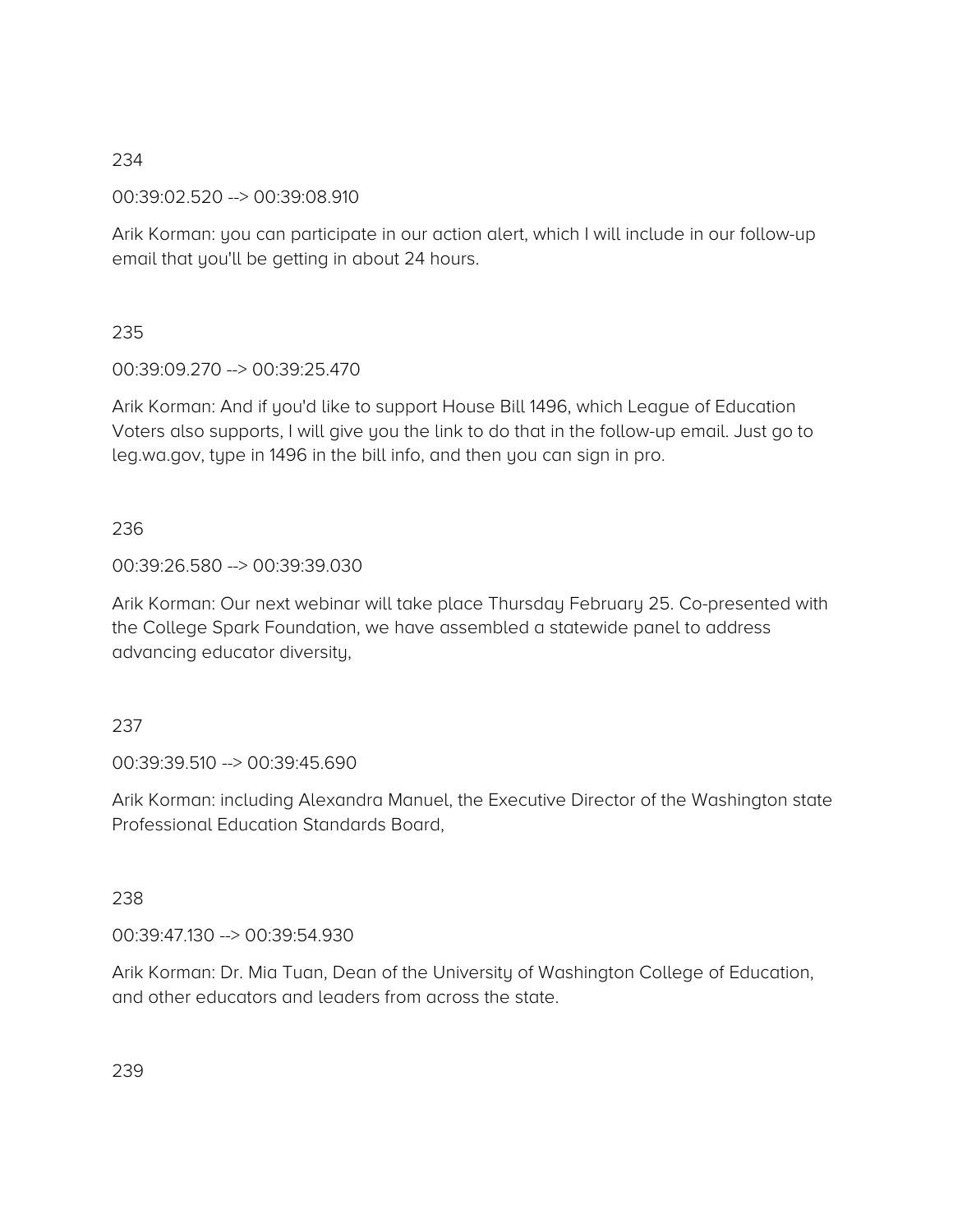234

00:39:02.520 --> 00:39:08.910

Arik Korman: you can participate in our action alert, which I will include in our follow-up email that you'll be getting in about 24 hours.

235

00:39:09.270 --> 00:39:25.470

Arik Korman: And if you'd like to support House Bill 1496, which League of Education Voters also supports, I will give you the link to do that in the follow-up email. Just go to leg.wa.gov, type in 1496 in the bill info, and then you can sign in pro.

236

00:39:26.580 --> 00:39:39.030

Arik Korman: Our next webinar will take place Thursday February 25. Co-presented with the College Spark Foundation, we have assembled a statewide panel to address advancing educator diversity,

237

00:39:39.510 --> 00:39:45.690

Arik Korman: including Alexandra Manuel, the Executive Director of the Washington state Professional Education Standards Board,

238

00:39:47.130 --> 00:39:54.930

Arik Korman: Dr. Mia Tuan, Dean of the University of Washington College of Education, and other educators and leaders from across the state.

239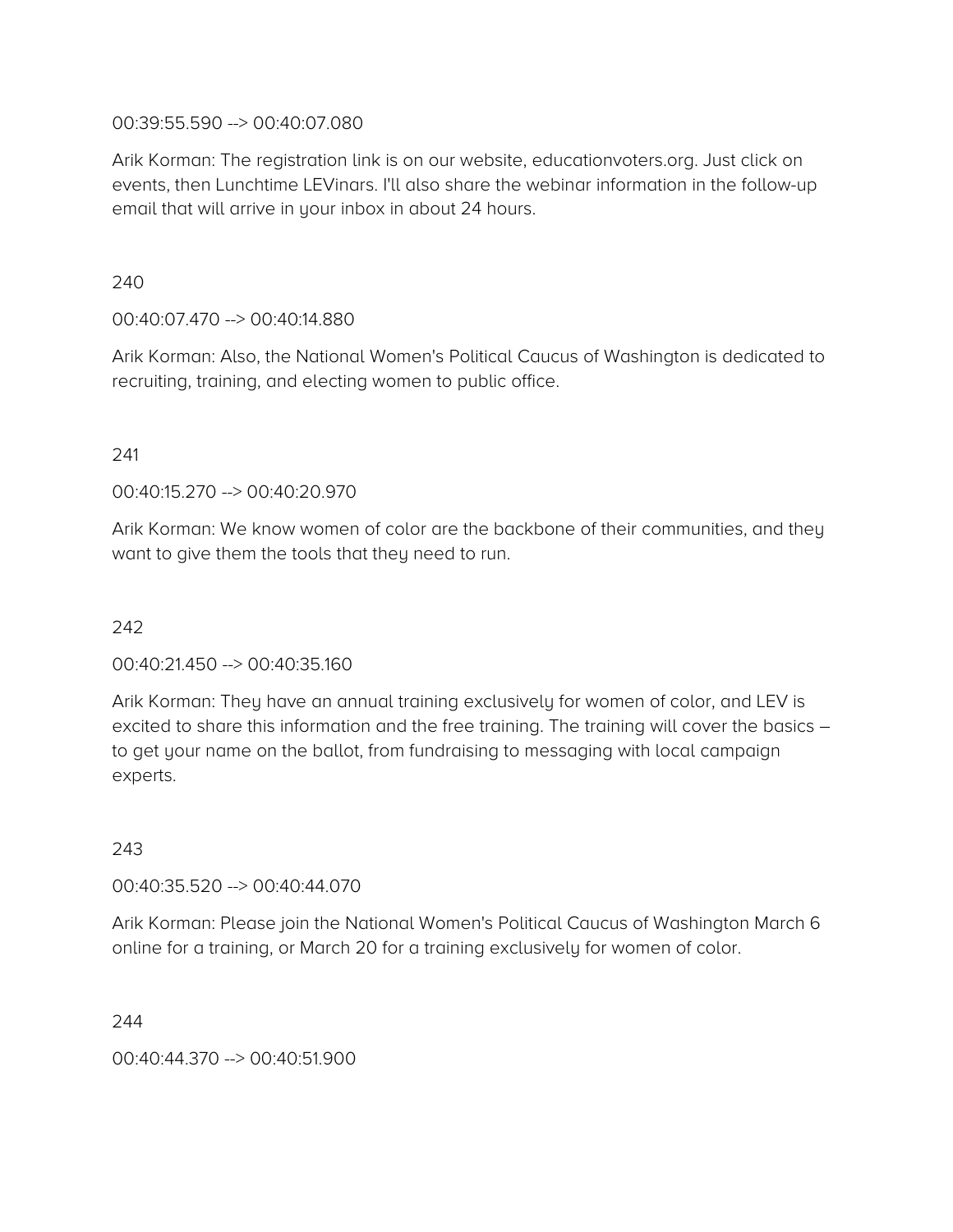00:39:55.590 --> 00:40:07.080

Arik Korman: The registration link is on our website, educationvoters.org. Just click on events, then Lunchtime LEVinars. I'll also share the webinar information in the follow-up email that will arrive in your inbox in about 24 hours.

240

00:40:07.470 --> 00:40:14.880

Arik Korman: Also, the National Women's Political Caucus of Washington is dedicated to recruiting, training, and electing women to public office.

241

00:40:15.270 --> 00:40:20.970

Arik Korman: We know women of color are the backbone of their communities, and they want to give them the tools that they need to run.

242

00:40:21.450 --> 00:40:35.160

Arik Korman: They have an annual training exclusively for women of color, and LEV is excited to share this information and the free training. The training will cover the basics – to get your name on the ballot, from fundraising to messaging with local campaign experts.

243

00:40:35.520 --> 00:40:44.070

Arik Korman: Please join the National Women's Political Caucus of Washington March 6 online for a training, or March 20 for a training exclusively for women of color.

244

00:40:44.370 --> 00:40:51.900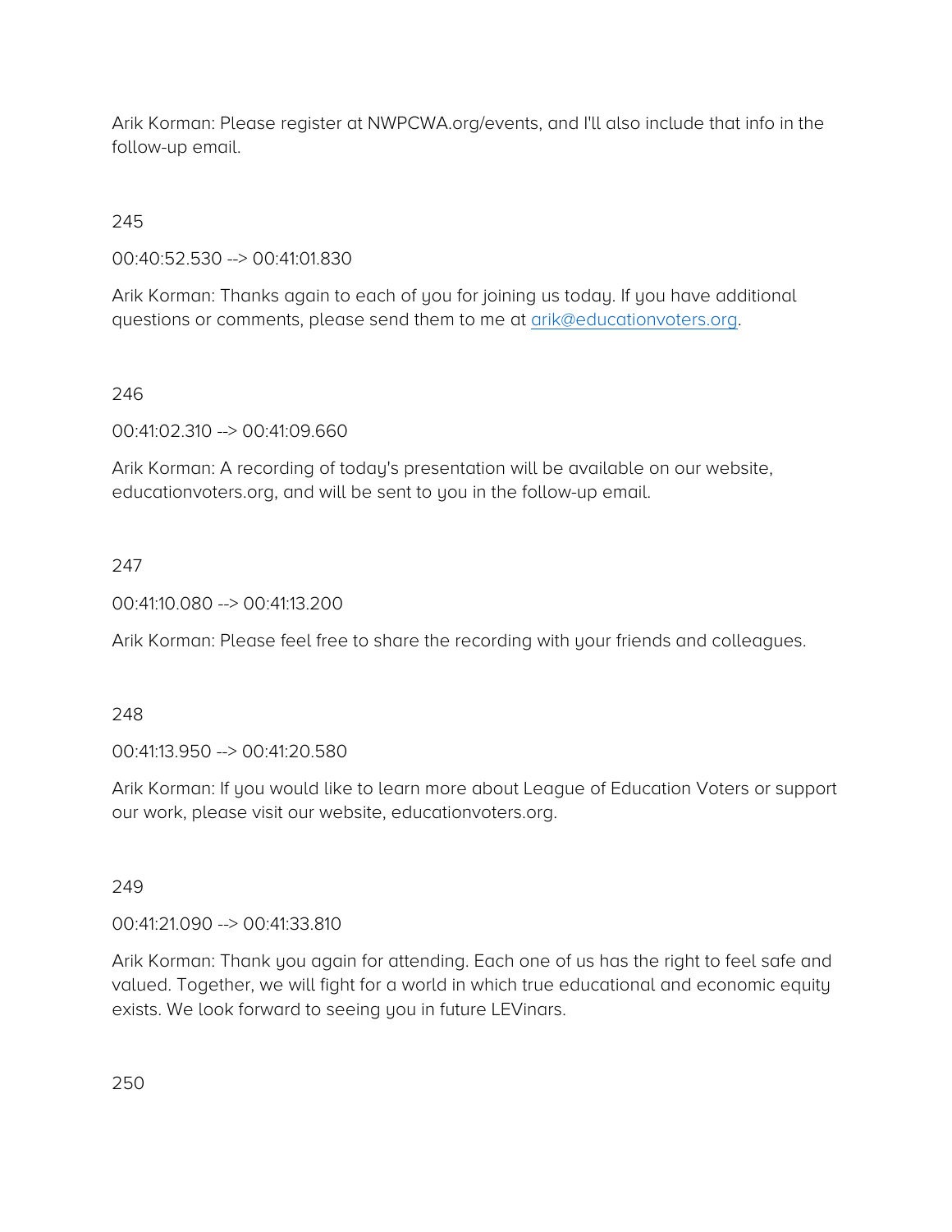Arik Korman: Please register at NWPCWA.org/events, and I'll also include that info in the follow-up email.

245

00:40:52.530 --> 00:41:01.830

Arik Korman: Thanks again to each of you for joining us today. If you have additional questions or comments, please send them to me at arik@educationvoters.org.

246

00:41:02.310 --> 00:41:09.660

Arik Korman: A recording of today's presentation will be available on our website, educationvoters.org, and will be sent to you in the follow-up email.

247

00:41:10.080 --> 00:41:13.200

Arik Korman: Please feel free to share the recording with your friends and colleagues.

248

00:41:13.950 --> 00:41:20.580

Arik Korman: If you would like to learn more about League of Education Voters or support our work, please visit our website, educationvoters.org.

249

00:41:21.090 --> 00:41:33.810

Arik Korman: Thank you again for attending. Each one of us has the right to feel safe and valued. Together, we will fight for a world in which true educational and economic equity exists. We look forward to seeing you in future LEVinars.

250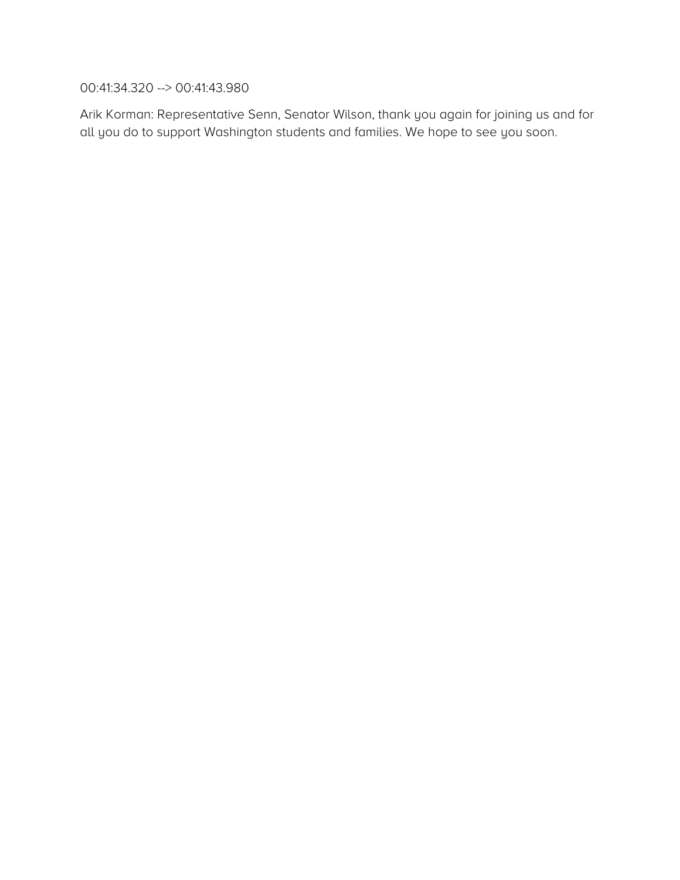00:41:34.320 --> 00:41:43.980

Arik Korman: Representative Senn, Senator Wilson, thank you again for joining us and for all you do to support Washington students and families. We hope to see you soon.